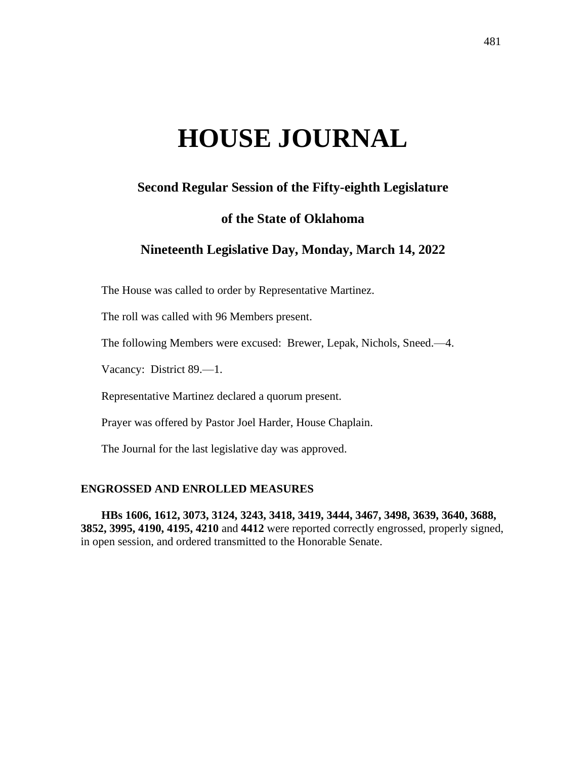# HOUSE JOURNAL

## Second Regular Session of the Fifty-eighth Legislature

## of the State of Oklahoma

## Nineteenth Legislative Day, Monday, March 14, 2022

The House was called to order by Representative Martinez.

The roll was called with 96 Members present.

The following Members were excused: Brewer, Lepak, Nichols, Sneed.—4.

Vacancy: District 89.—1.

Representative Martinez declared a quorum present.

Prayer was offered by Pastor Joel Harder, House Chaplain.

The Journal for the last legislative day was approved.

### ENGROSSED AND ENROLLED MEASURES

**HBs 1606, 1612, 3073, 3124, 3243, 3418, 3419, 3444, 3467, 3498, 3639, 3640, 3688, 3852, 3995, 4190, 4195, 4210** and **4412** were reported correctly engrossed, properly signed, in open session, and ordered transmitted to the Honorable Senate.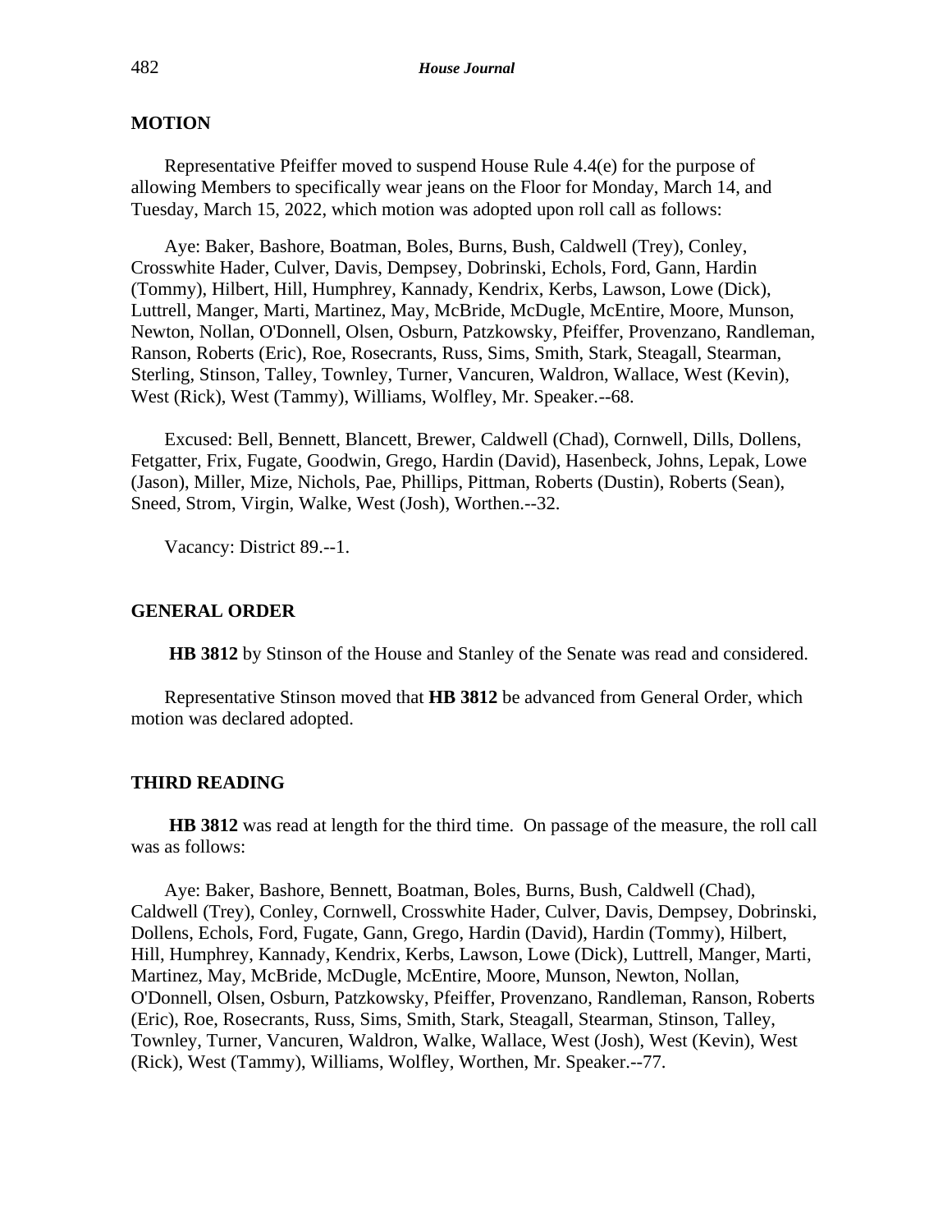## MOTION

Representative Pfeiffer moved to suspend House Rule 4.4(e) for the purpose of allowing Members to specifically wear jeans on the Floor for Monday, March 14, and Tuesday, March 15, 2022, which motion was adopted upon roll call as follows:

Aye: Baker, Bashore, Boatman, Boles, Burns, Bush, Caldwell (Trey), Conley, Crosswhite Hader, Culver, Davis, Dempsey, Dobrinski, Echols, Ford, Gann, Hardin (Tommy), Hilbert, Hill, Humphrey, Kannady, Kendrix, Kerbs, Lawson, Lowe (Dick), Luttrell, Manger, Marti, Martinez, May, McBride, McDugle, McEntire, Moore, Munson, Newton, Nollan, O'Donnell, Olsen, Osburn, Patzkowsky, Pfeiffer, Provenzano, Randleman, Ranson, Roberts (Eric), Roe, Rosecrants, Russ, Sims, Smith, Stark, Steagall, Stearman, Sterling, Stinson, Talley, Townley, Turner, Vancuren, Waldron, Wallace, West (Kevin), West (Rick), West (Tammy), Williams, Wolfley, Mr. Speaker.--68.

Excused: Bell, Bennett, Blancett, Brewer, Caldwell (Chad), Cornwell, Dills, Dollens, Fetgatter, Frix, Fugate, Goodwin, Grego, Hardin (David), Hasenbeck, Johns, Lepak, Lowe (Jason), Miller, Mize, Nichols, Pae, Phillips, Pittman, Roberts (Dustin), Roberts (Sean), Sneed, Strom, Virgin, Walke, West (Josh), Worthen.--32.

Vacancy: District 89.--1.

## GENERAL ORDER

**HB 3812** by Stinson of the House and Stanley of the Senate was read and considered.

Representative Stinson moved that **HB 3812** be advanced from General Order, which motion was declared adopted.

## THIRD READING

**HB 3812** was read at length for the third time. On passage of the measure, the roll call was as follows:

Aye: Baker, Bashore, Bennett, Boatman, Boles, Burns, Bush, Caldwell (Chad), Caldwell (Trey), Conley, Cornwell, Crosswhite Hader, Culver, Davis, Dempsey, Dobrinski, Dollens, Echols, Ford, Fugate, Gann, Grego, Hardin (David), Hardin (Tommy), Hilbert, Hill, Humphrey, Kannady, Kendrix, Kerbs, Lawson, Lowe (Dick), Luttrell, Manger, Marti, Martinez, May, McBride, McDugle, McEntire, Moore, Munson, Newton, Nollan, O'Donnell, Olsen, Osburn, Patzkowsky, Pfeiffer, Provenzano, Randleman, Ranson, Roberts (Eric), Roe, Rosecrants, Russ, Sims, Smith, Stark, Steagall, Stearman, Stinson, Talley, Townley, Turner, Vancuren, Waldron, Walke, Wallace, West (Josh), West (Kevin), West (Rick), West (Tammy), Williams, Wolfley, Worthen, Mr. Speaker.--77.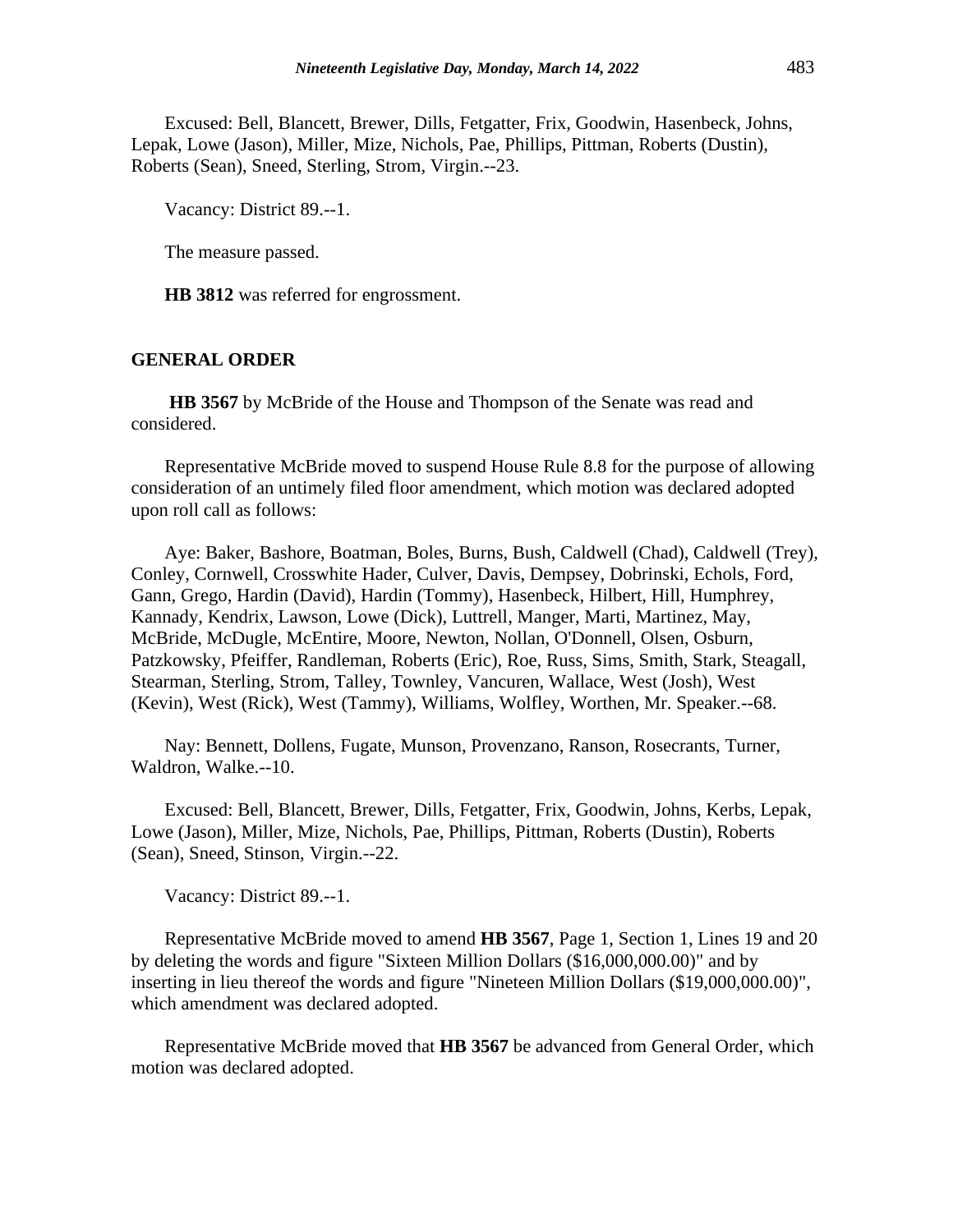Excused: Bell, Blancett, Brewer, Dills, Fetgatter, Frix, Goodwin, Hasenbeck, Johns, Lepak, Lowe (Jason), Miller, Mize, Nichols, Pae, Phillips, Pittman, Roberts (Dustin), Roberts (Sean), Sneed, Sterling, Strom, Virgin.--23.

Vacancy: District 89.--1.

The measure passed.

**HB 3812** was referred for engrossment.

## GENERAL ORDER

**HB 3567** by McBride of the House and Thompson of the Senate was read and considered.

Representative McBride moved to suspend House Rule 8.8 for the purpose of allowing consideration of an untimely filed floor amendment, which motion was declared adopted upon roll call as follows:

Aye: Baker, Bashore, Boatman, Boles, Burns, Bush, Caldwell (Chad), Caldwell (Trey), Conley, Cornwell, Crosswhite Hader, Culver, Davis, Dempsey, Dobrinski, Echols, Ford, Gann, Grego, Hardin (David), Hardin (Tommy), Hasenbeck, Hilbert, Hill, Humphrey, Kannady, Kendrix, Lawson, Lowe (Dick), Luttrell, Manger, Marti, Martinez, May, McBride, McDugle, McEntire, Moore, Newton, Nollan, O'Donnell, Olsen, Osburn, Patzkowsky, Pfeiffer, Randleman, Roberts (Eric), Roe, Russ, Sims, Smith, Stark, Steagall, Stearman, Sterling, Strom, Talley, Townley, Vancuren, Wallace, West (Josh), West (Kevin), West (Rick), West (Tammy), Williams, Wolfley, Worthen, Mr. Speaker.--68.

Nay: Bennett, Dollens, Fugate, Munson, Provenzano, Ranson, Rosecrants, Turner, Waldron, Walke.--10.

Excused: Bell, Blancett, Brewer, Dills, Fetgatter, Frix, Goodwin, Johns, Kerbs, Lepak, Lowe (Jason), Miller, Mize, Nichols, Pae, Phillips, Pittman, Roberts (Dustin), Roberts (Sean), Sneed, Stinson, Virgin.--22.

Vacancy: District 89.--1.

Representative McBride moved to amend **HB 3567**, Page 1, Section 1, Lines 19 and 20 by deleting the words and figure "Sixteen Million Dollars ($16,000,000.00)" and by inserting in lieu thereof the words and figure "Nineteen Million Dollars ($19,000,000.00)", which amendment was declared adopted.

Representative McBride moved that **HB 3567** be advanced from General Order, which motion was declared adopted.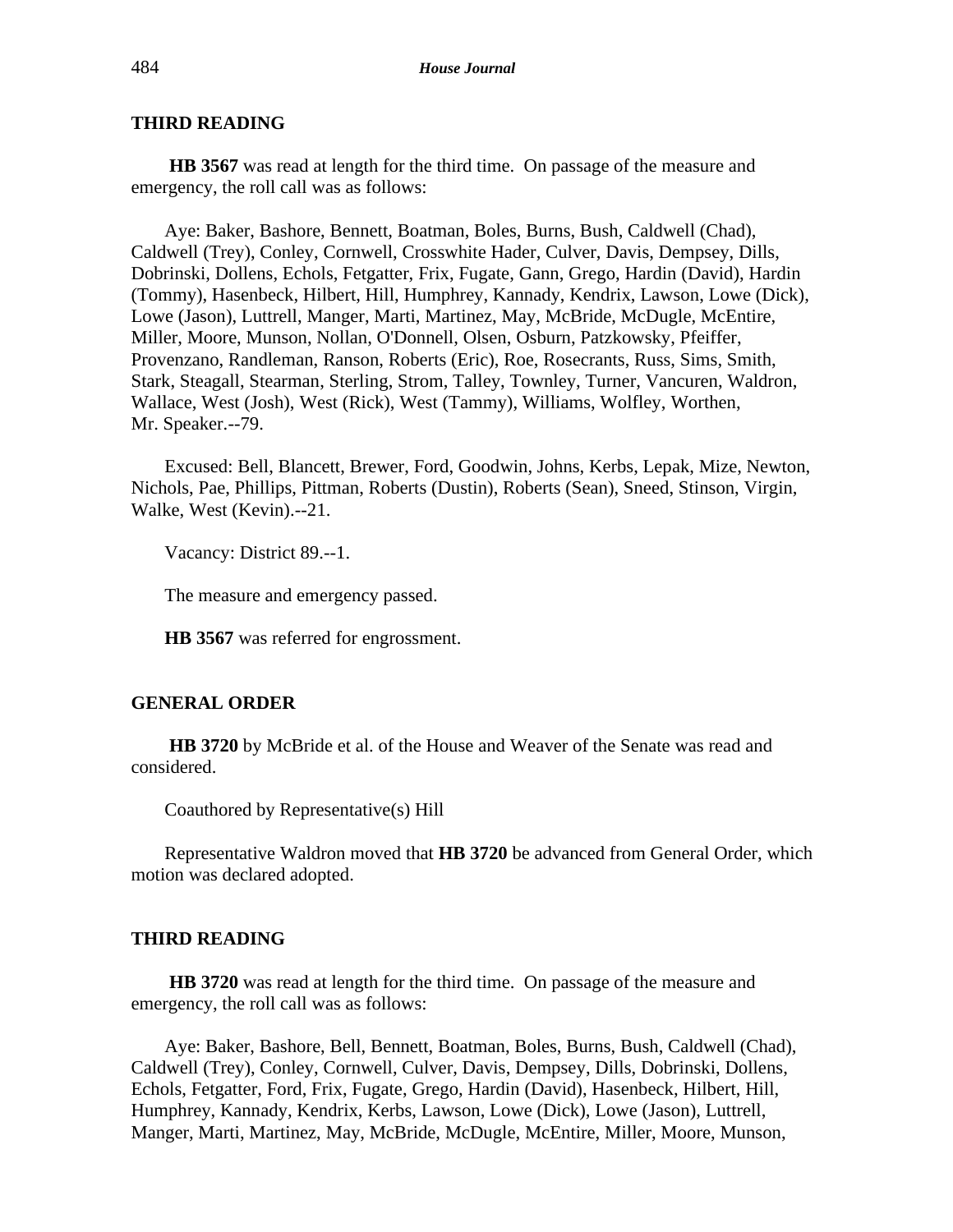## THIRD READING

**HB 3567** was read at length for the third time. On passage of the measure and emergency, the roll call was as follows:

Aye: Baker, Bashore, Bennett, Boatman, Boles, Burns, Bush, Caldwell (Chad), Caldwell (Trey), Conley, Cornwell, Crosswhite Hader, Culver, Davis, Dempsey, Dills, Dobrinski, Dollens, Echols, Fetgatter, Frix, Fugate, Gann, Grego, Hardin (David), Hardin (Tommy), Hasenbeck, Hilbert, Hill, Humphrey, Kannady, Kendrix, Lawson, Lowe (Dick), Lowe (Jason), Luttrell, Manger, Marti, Martinez, May, McBride, McDugle, McEntire, Miller, Moore, Munson, Nollan, O'Donnell, Olsen, Osburn, Patzkowsky, Pfeiffer, Provenzano, Randleman, Ranson, Roberts (Eric), Roe, Rosecrants, Russ, Sims, Smith, Stark, Steagall, Stearman, Sterling, Strom, Talley, Townley, Turner, Vancuren, Waldron, Wallace, West (Josh), West (Rick), West (Tammy), Williams, Wolfley, Worthen, Mr. Speaker.--79.

Excused: Bell, Blancett, Brewer, Ford, Goodwin, Johns, Kerbs, Lepak, Mize, Newton, Nichols, Pae, Phillips, Pittman, Roberts (Dustin), Roberts (Sean), Sneed, Stinson, Virgin, Walke, West (Kevin).--21.

Vacancy: District 89.--1.

The measure and emergency passed.

**HB 3567** was referred for engrossment.

## GENERAL ORDER

**HB 3720** by McBride et al. of the House and Weaver of the Senate was read and considered.

Coauthored by Representative(s) Hill

Representative Waldron moved that **HB 3720** be advanced from General Order, which motion was declared adopted.

## THIRD READING

**HB 3720** was read at length for the third time. On passage of the measure and emergency, the roll call was as follows:

Aye: Baker, Bashore, Bell, Bennett, Boatman, Boles, Burns, Bush, Caldwell (Chad), Caldwell (Trey), Conley, Cornwell, Culver, Davis, Dempsey, Dills, Dobrinski, Dollens, Echols, Fetgatter, Ford, Frix, Fugate, Grego, Hardin (David), Hasenbeck, Hilbert, Hill, Humphrey, Kannady, Kendrix, Kerbs, Lawson, Lowe (Dick), Lowe (Jason), Luttrell, Manger, Marti, Martinez, May, McBride, McDugle, McEntire, Miller, Moore, Munson,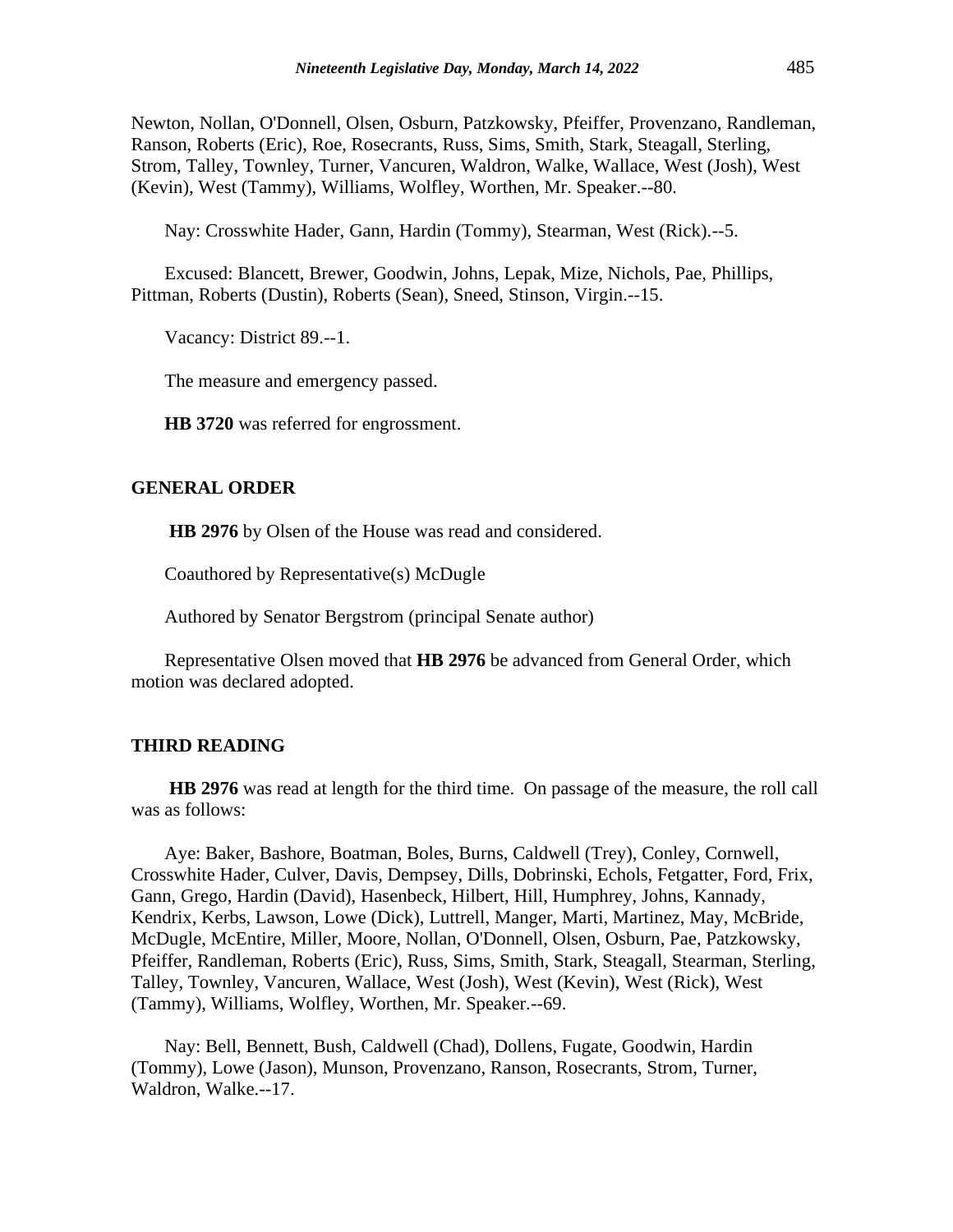Newton, Nollan, O'Donnell, Olsen, Osburn, Patzkowsky, Pfeiffer, Provenzano, Randleman, Ranson, Roberts (Eric), Roe, Rosecrants, Russ, Sims, Smith, Stark, Steagall, Sterling, Strom, Talley, Townley, Turner, Vancuren, Waldron, Walke, Wallace, West (Josh), West (Kevin), West (Tammy), Williams, Wolfley, Worthen, Mr. Speaker.--80.

Nay: Crosswhite Hader, Gann, Hardin (Tommy), Stearman, West (Rick).--5.

Excused: Blancett, Brewer, Goodwin, Johns, Lepak, Mize, Nichols, Pae, Phillips, Pittman, Roberts (Dustin), Roberts (Sean), Sneed, Stinson, Virgin.--15.

Vacancy: District 89.--1.

The measure and emergency passed.

**HB 3720** was referred for engrossment.

## GENERAL ORDER

**HB 2976** by Olsen of the House was read and considered.

Coauthored by Representative(s) McDugle

Authored by Senator Bergstrom (principal Senate author)

Representative Olsen moved that **HB 2976** be advanced from General Order, which motion was declared adopted.

## THIRD READING

**HB 2976** was read at length for the third time. On passage of the measure, the roll call was as follows:

Aye: Baker, Bashore, Boatman, Boles, Burns, Caldwell (Trey), Conley, Cornwell, Crosswhite Hader, Culver, Davis, Dempsey, Dills, Dobrinski, Echols, Fetgatter, Ford, Frix, Gann, Grego, Hardin (David), Hasenbeck, Hilbert, Hill, Humphrey, Johns, Kannady, Kendrix, Kerbs, Lawson, Lowe (Dick), Luttrell, Manger, Marti, Martinez, May, McBride, McDugle, McEntire, Miller, Moore, Nollan, O'Donnell, Olsen, Osburn, Pae, Patzkowsky, Pfeiffer, Randleman, Roberts (Eric), Russ, Sims, Smith, Stark, Steagall, Stearman, Sterling, Talley, Townley, Vancuren, Wallace, West (Josh), West (Kevin), West (Rick), West (Tammy), Williams, Wolfley, Worthen, Mr. Speaker.--69.

Nay: Bell, Bennett, Bush, Caldwell (Chad), Dollens, Fugate, Goodwin, Hardin (Tommy), Lowe (Jason), Munson, Provenzano, Ranson, Rosecrants, Strom, Turner, Waldron, Walke.--17.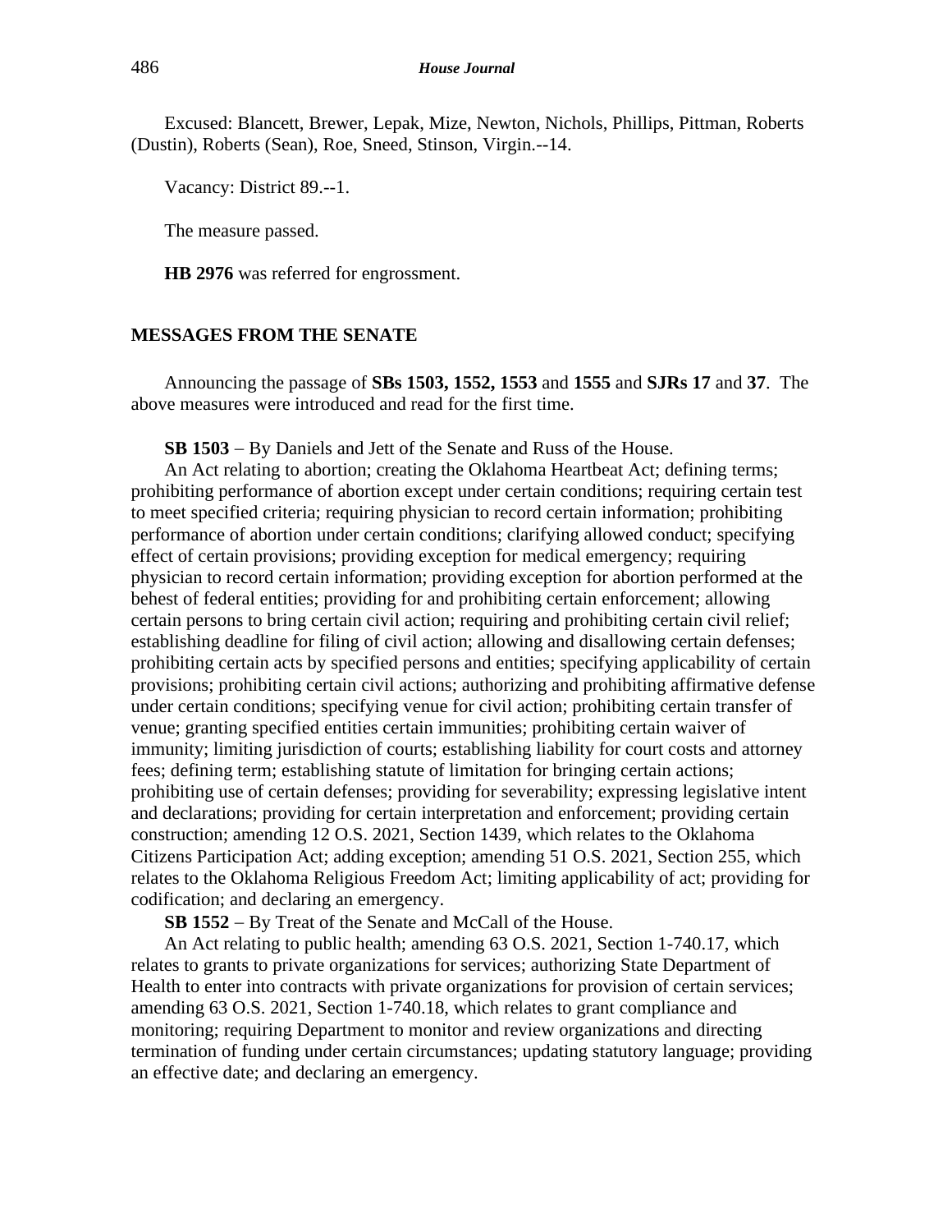Excused: Blancett, Brewer, Lepak, Mize, Newton, Nichols, Phillips, Pittman, Roberts (Dustin), Roberts (Sean), Roe, Sneed, Stinson, Virgin.--14.

Vacancy: District 89.--1.

The measure passed.

**HB 2976** was referred for engrossment.

## MESSAGES FROM THE SENATE

Announcing the passage of **SBs 1503, 1552, 1553** and **1555** and **SJRs 17** and **37**. The above measures were introduced and read for the first time.

**SB 1503** – By Daniels and Jett of the Senate and Russ of the House.

An Act relating to abortion; creating the Oklahoma Heartbeat Act; defining terms; prohibiting performance of abortion except under certain conditions; requiring certain test to meet specified criteria; requiring physician to record certain information; prohibiting performance of abortion under certain conditions; clarifying allowed conduct; specifying effect of certain provisions; providing exception for medical emergency; requiring physician to record certain information; providing exception for abortion performed at the behest of federal entities; providing for and prohibiting certain enforcement; allowing certain persons to bring certain civil action; requiring and prohibiting certain civil relief; establishing deadline for filing of civil action; allowing and disallowing certain defenses; prohibiting certain acts by specified persons and entities; specifying applicability of certain provisions; prohibiting certain civil actions; authorizing and prohibiting affirmative defense under certain conditions; specifying venue for civil action; prohibiting certain transfer of venue; granting specified entities certain immunities; prohibiting certain waiver of immunity; limiting jurisdiction of courts; establishing liability for court costs and attorney fees; defining term; establishing statute of limitation for bringing certain actions; prohibiting use of certain defenses; providing for severability; expressing legislative intent and declarations; providing for certain interpretation and enforcement; providing certain construction; amending 12 O.S. 2021, Section 1439, which relates to the Oklahoma Citizens Participation Act; adding exception; amending 51 O.S. 2021, Section 255, which relates to the Oklahoma Religious Freedom Act; limiting applicability of act; providing for codification; and declaring an emergency.

**SB 1552** – By Treat of the Senate and McCall of the House.

An Act relating to public health; amending 63 O.S. 2021, Section 1-740.17, which relates to grants to private organizations for services; authorizing State Department of Health to enter into contracts with private organizations for provision of certain services; amending 63 O.S. 2021, Section 1-740.18, which relates to grant compliance and monitoring; requiring Department to monitor and review organizations and directing termination of funding under certain circumstances; updating statutory language; providing an effective date; and declaring an emergency.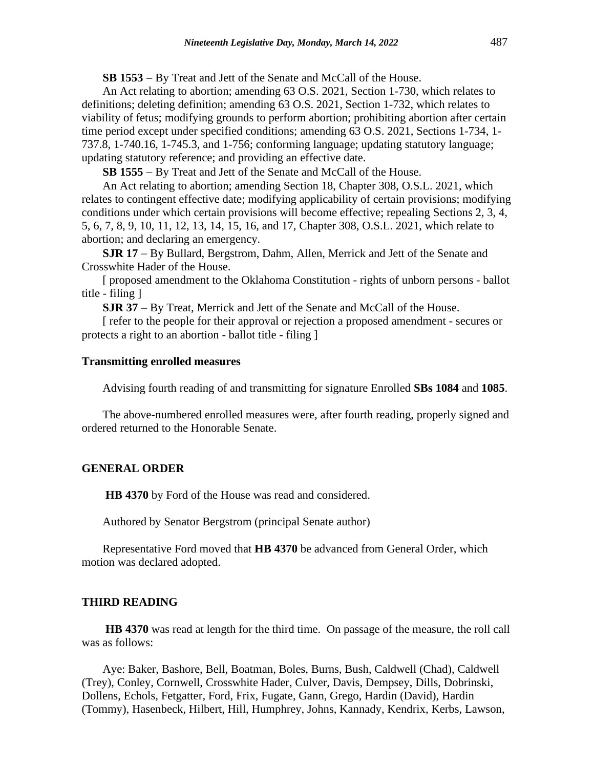**SB 1553** − By Treat and Jett of the Senate and McCall of the House.

An Act relating to abortion; amending 63 O.S. 2021, Section 1-730, which relates to definitions; deleting definition; amending 63 O.S. 2021, Section 1-732, which relates to viability of fetus; modifying grounds to perform abortion; prohibiting abortion after certain time period except under specified conditions; amending 63 O.S. 2021, Sections 1-734, 1-737.8, 1-740.16, 1-745.3, and 1-756; conforming language; updating statutory language; updating statutory reference; and providing an effective date.

**SB 1555** − By Treat and Jett of the Senate and McCall of the House.

An Act relating to abortion; amending Section 18, Chapter 308, O.S.L. 2021, which relates to contingent effective date; modifying applicability of certain provisions; modifying conditions under which certain provisions will become effective; repealing Sections 2, 3, 4, 5, 6, 7, 8, 9, 10, 11, 12, 13, 14, 15, 16, and 17, Chapter 308, O.S.L. 2021, which relate to abortion; and declaring an emergency.

**SJR 17** − By Bullard, Bergstrom, Dahm, Allen, Merrick and Jett of the Senate and Crosswhite Hader of the House.

[ proposed amendment to the Oklahoma Constitution - rights of unborn persons - ballot title - filing ]

**SJR 37** − By Treat, Merrick and Jett of the Senate and McCall of the House.

[ refer to the people for their approval or rejection a proposed amendment - secures or protects a right to an abortion - ballot title - filing ]

**Transmitting enrolled measures**

Advising fourth reading of and transmitting for signature Enrolled **SBs 1084** and **1085**.

The above-numbered enrolled measures were, after fourth reading, properly signed and ordered returned to the Honorable Senate.

## GENERAL ORDER

**HB 4370** by Ford of the House was read and considered.

Authored by Senator Bergstrom (principal Senate author)

Representative Ford moved that **HB 4370** be advanced from General Order, which motion was declared adopted.

## THIRD READING

**HB 4370** was read at length for the third time. On passage of the measure, the roll call was as follows:

Aye: Baker, Bashore, Bell, Boatman, Boles, Burns, Bush, Caldwell (Chad), Caldwell (Trey), Conley, Cornwell, Crosswhite Hader, Culver, Davis, Dempsey, Dills, Dobrinski, Dollens, Echols, Fetgatter, Ford, Frix, Fugate, Gann, Grego, Hardin (David), Hardin (Tommy), Hasenbeck, Hilbert, Hill, Humphrey, Johns, Kannady, Kendrix, Kerbs, Lawson,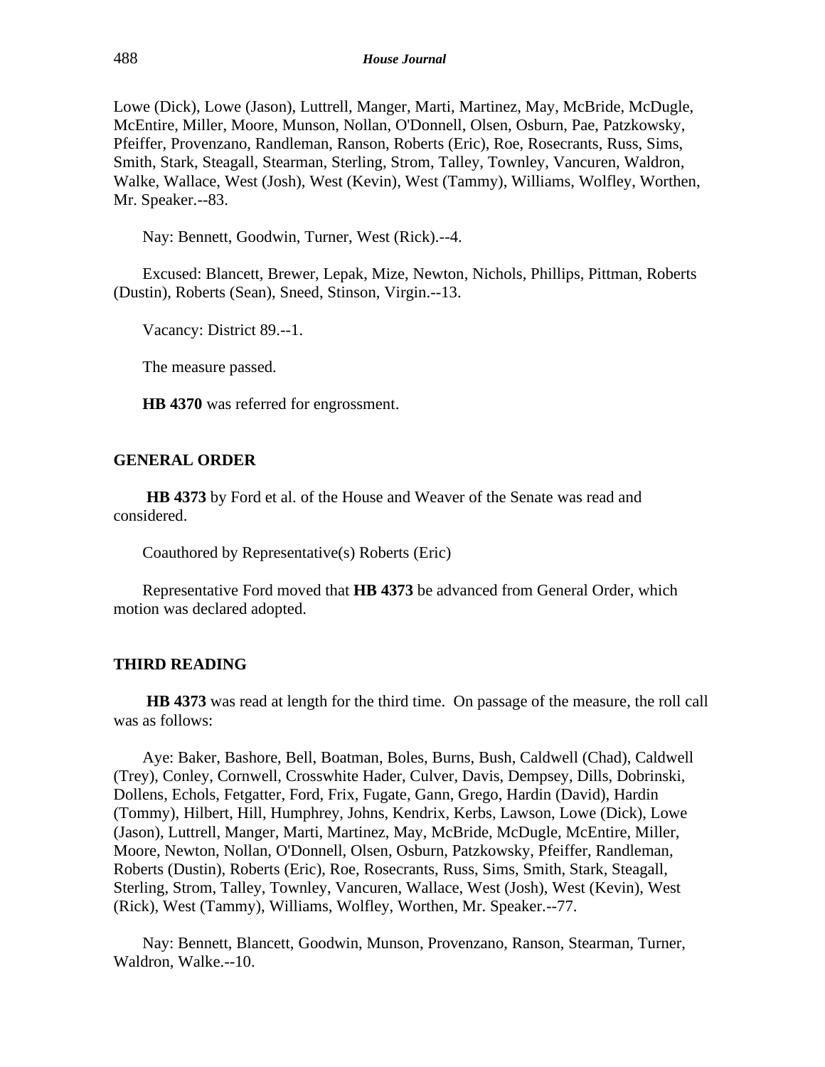Lowe (Dick), Lowe (Jason), Luttrell, Manger, Marti, Martinez, May, McBride, McDugle, McEntire, Miller, Moore, Munson, Nollan, O'Donnell, Olsen, Osburn, Pae, Patzkowsky, Pfeiffer, Provenzano, Randleman, Ranson, Roberts (Eric), Roe, Rosecrants, Russ, Sims, Smith, Stark, Steagall, Stearman, Sterling, Strom, Talley, Townley, Vancuren, Waldron, Walke, Wallace, West (Josh), West (Kevin), West (Tammy), Williams, Wolfley, Worthen, Mr. Speaker.--83.

Nay: Bennett, Goodwin, Turner, West (Rick).--4.

Excused: Blancett, Brewer, Lepak, Mize, Newton, Nichols, Phillips, Pittman, Roberts (Dustin), Roberts (Sean), Sneed, Stinson, Virgin.--13.

Vacancy: District 89.--1.

The measure passed.

**HB 4370** was referred for engrossment.

**GENERAL ORDER**

**HB 4373** by Ford et al. of the House and Weaver of the Senate was read and considered.

Coauthored by Representative(s) Roberts (Eric)

Representative Ford moved that **HB 4373** be advanced from General Order, which motion was declared adopted.

**THIRD READING**

**HB 4373** was read at length for the third time. On passage of the measure, the roll call was as follows:

Aye: Baker, Bashore, Bell, Boatman, Boles, Burns, Bush, Caldwell (Chad), Caldwell (Trey), Conley, Cornwell, Crosswhite Hader, Culver, Davis, Dempsey, Dills, Dobrinski, Dollens, Echols, Fetgatter, Ford, Frix, Fugate, Gann, Grego, Hardin (David), Hardin (Tommy), Hilbert, Hill, Humphrey, Johns, Kendrix, Kerbs, Lawson, Lowe (Dick), Lowe (Jason), Luttrell, Manger, Marti, Martinez, May, McBride, McDugle, McEntire, Miller, Moore, Newton, Nollan, O'Donnell, Olsen, Osburn, Patzkowsky, Pfeiffer, Randleman, Roberts (Dustin), Roberts (Eric), Roe, Rosecrants, Russ, Sims, Smith, Stark, Steagall, Sterling, Strom, Talley, Townley, Vancuren, Wallace, West (Josh), West (Kevin), West (Rick), West (Tammy), Williams, Wolfley, Worthen, Mr. Speaker.--77.

Nay: Bennett, Blancett, Goodwin, Munson, Provenzano, Ranson, Stearman, Turner, Waldron, Walke.--10.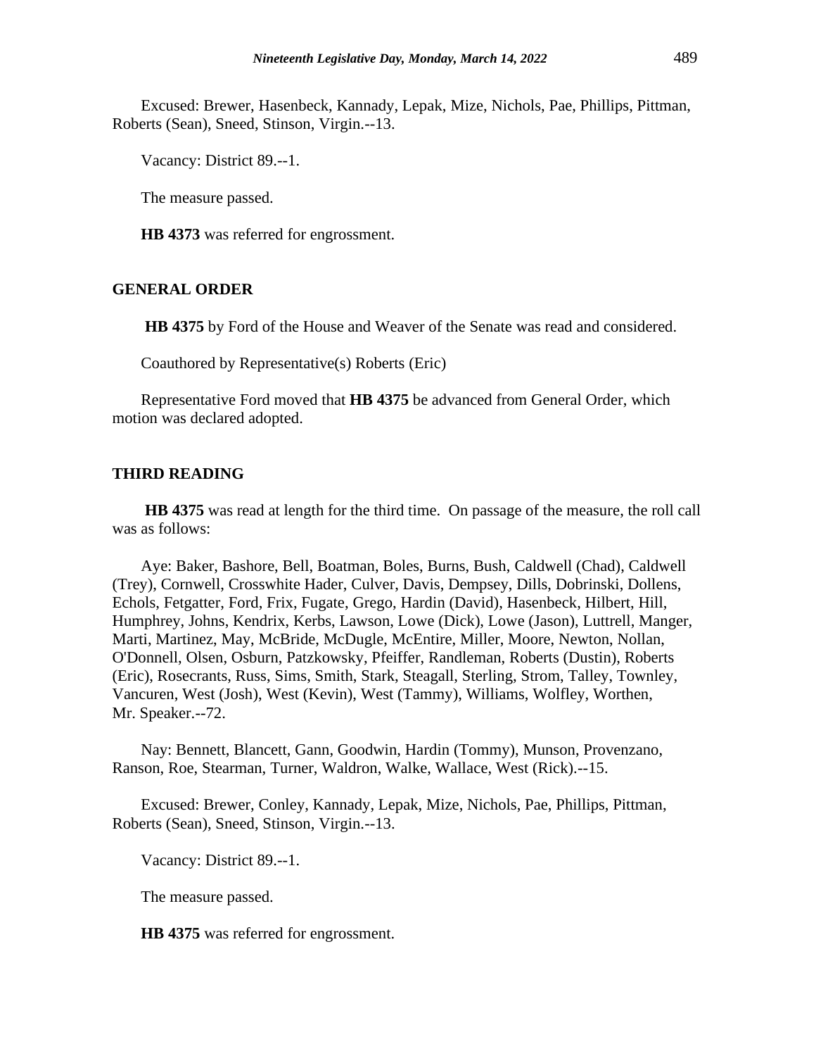Excused: Brewer, Hasenbeck, Kannady, Lepak, Mize, Nichols, Pae, Phillips, Pittman, Roberts (Sean), Sneed, Stinson, Virgin.--13.

Vacancy: District 89.--1.

The measure passed.

**HB 4373** was referred for engrossment.

## GENERAL ORDER

**HB 4375** by Ford of the House and Weaver of the Senate was read and considered.

Coauthored by Representative(s) Roberts (Eric)

Representative Ford moved that **HB 4375** be advanced from General Order, which motion was declared adopted.

## THIRD READING

**HB 4375** was read at length for the third time. On passage of the measure, the roll call was as follows:

Aye: Baker, Bashore, Bell, Boatman, Boles, Burns, Bush, Caldwell (Chad), Caldwell (Trey), Cornwell, Crosswhite Hader, Culver, Davis, Dempsey, Dills, Dobrinski, Dollens, Echols, Fetgatter, Ford, Frix, Fugate, Grego, Hardin (David), Hasenbeck, Hilbert, Hill, Humphrey, Johns, Kendrix, Kerbs, Lawson, Lowe (Dick), Lowe (Jason), Luttrell, Manger, Marti, Martinez, May, McBride, McDugle, McEntire, Miller, Moore, Newton, Nollan, O'Donnell, Olsen, Osburn, Patzkowsky, Pfeiffer, Randleman, Roberts (Dustin), Roberts (Eric), Rosecrants, Russ, Sims, Smith, Stark, Steagall, Sterling, Strom, Talley, Townley, Vancuren, West (Josh), West (Kevin), West (Tammy), Williams, Wolfley, Worthen, Mr. Speaker.--72.

Nay: Bennett, Blancett, Gann, Goodwin, Hardin (Tommy), Munson, Provenzano, Ranson, Roe, Stearman, Turner, Waldron, Walke, Wallace, West (Rick).--15.

Excused: Brewer, Conley, Kannady, Lepak, Mize, Nichols, Pae, Phillips, Pittman, Roberts (Sean), Sneed, Stinson, Virgin.--13.

Vacancy: District 89.--1.

The measure passed.

**HB 4375** was referred for engrossment.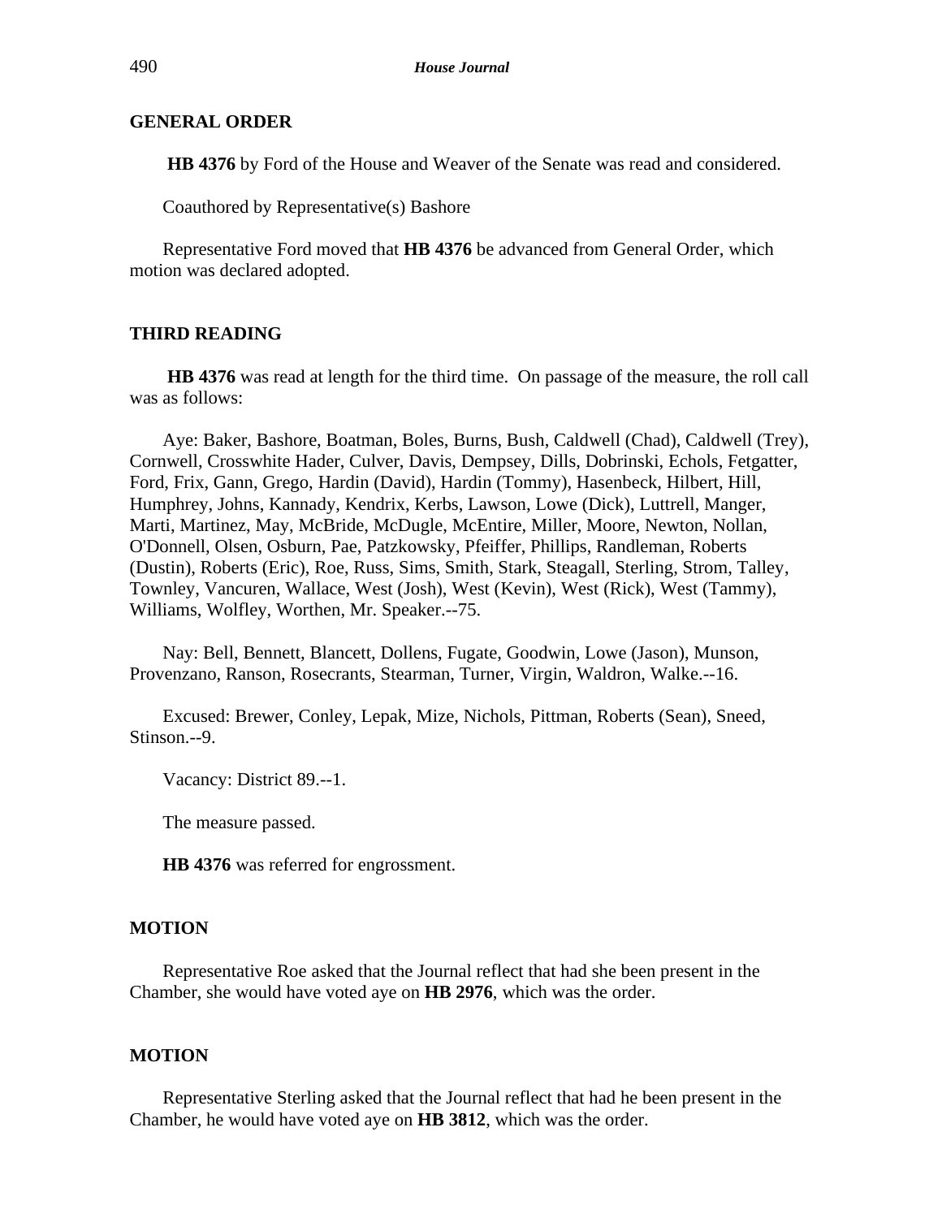### GENERAL ORDER

**HB 4376** by Ford of the House and Weaver of the Senate was read and considered.

Coauthored by Representative(s) Bashore

Representative Ford moved that **HB 4376** be advanced from General Order, which motion was declared adopted.

### THIRD READING

**HB 4376** was read at length for the third time. On passage of the measure, the roll call was as follows:

Aye: Baker, Bashore, Boatman, Boles, Burns, Bush, Caldwell (Chad), Caldwell (Trey), Cornwell, Crosswhite Hader, Culver, Davis, Dempsey, Dills, Dobrinski, Echols, Fetgatter, Ford, Frix, Gann, Grego, Hardin (David), Hardin (Tommy), Hasenbeck, Hilbert, Hill, Humphrey, Johns, Kannady, Kendrix, Kerbs, Lawson, Lowe (Dick), Luttrell, Manger, Marti, Martinez, May, McBride, McDugle, McEntire, Miller, Moore, Newton, Nollan, O'Donnell, Olsen, Osburn, Pae, Patzkowsky, Pfeiffer, Phillips, Randleman, Roberts (Dustin), Roberts (Eric), Roe, Russ, Sims, Smith, Stark, Steagall, Sterling, Strom, Talley, Townley, Vancuren, Wallace, West (Josh), West (Kevin), West (Rick), West (Tammy), Williams, Wolfley, Worthen, Mr. Speaker.--75.

Nay: Bell, Bennett, Blancett, Dollens, Fugate, Goodwin, Lowe (Jason), Munson, Provenzano, Ranson, Rosecrants, Stearman, Turner, Virgin, Waldron, Walke.--16.

Excused: Brewer, Conley, Lepak, Mize, Nichols, Pittman, Roberts (Sean), Sneed, Stinson.--9.

Vacancy: District 89.--1.

The measure passed.

**HB 4376** was referred for engrossment.

### MOTION

Representative Roe asked that the Journal reflect that had she been present in the Chamber, she would have voted aye on **HB 2976**, which was the order.

### MOTION

Representative Sterling asked that the Journal reflect that had he been present in the Chamber, he would have voted aye on **HB 3812**, which was the order.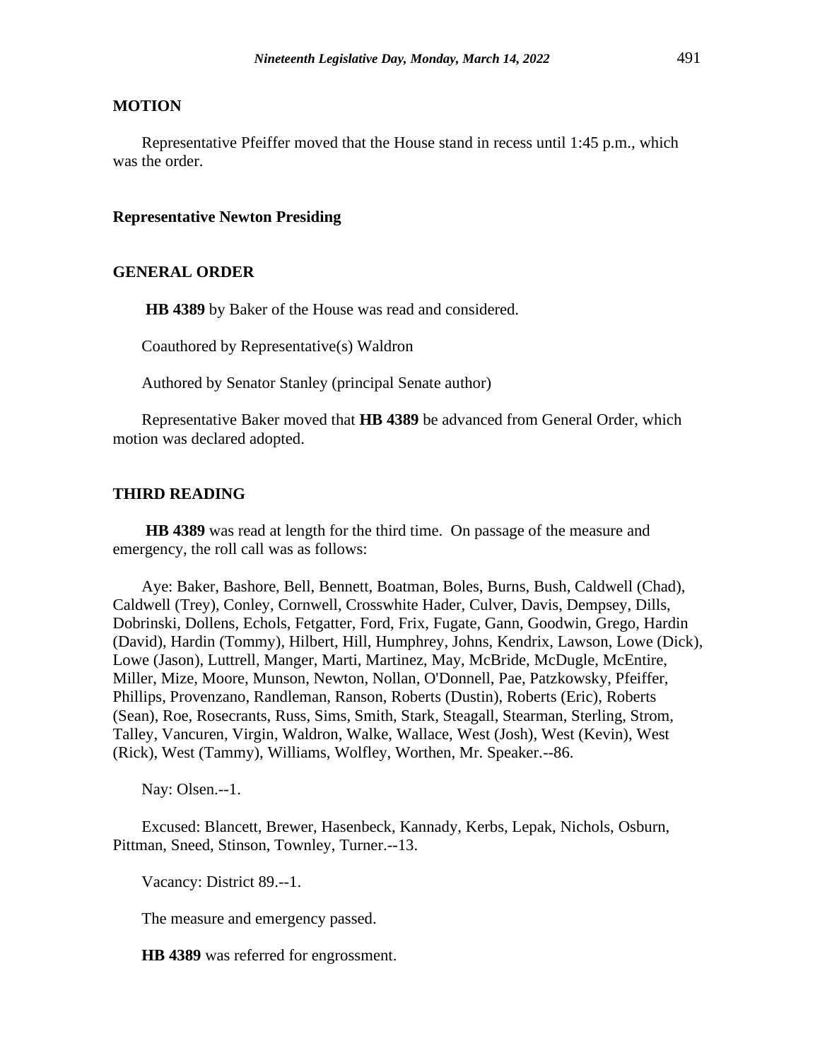## MOTION

Representative Pfeiffer moved that the House stand in recess until 1:45 p.m., which was the order.

**Representative Newton Presiding**

## GENERAL ORDER

**HB 4389** by Baker of the House was read and considered.

Coauthored by Representative(s) Waldron

Authored by Senator Stanley (principal Senate author)

Representative Baker moved that **HB 4389** be advanced from General Order, which motion was declared adopted.

## THIRD READING

**HB 4389** was read at length for the third time. On passage of the measure and emergency, the roll call was as follows:

Aye: Baker, Bashore, Bell, Bennett, Boatman, Boles, Burns, Bush, Caldwell (Chad), Caldwell (Trey), Conley, Cornwell, Crosswhite Hader, Culver, Davis, Dempsey, Dills, Dobrinski, Dollens, Echols, Fetgatter, Ford, Frix, Fugate, Gann, Goodwin, Grego, Hardin (David), Hardin (Tommy), Hilbert, Hill, Humphrey, Johns, Kendrix, Lawson, Lowe (Dick), Lowe (Jason), Luttrell, Manger, Marti, Martinez, May, McBride, McDugle, McEntire, Miller, Mize, Moore, Munson, Newton, Nollan, O'Donnell, Pae, Patzkowsky, Pfeiffer, Phillips, Provenzano, Randleman, Ranson, Roberts (Dustin), Roberts (Eric), Roberts (Sean), Roe, Rosecrants, Russ, Sims, Smith, Stark, Steagall, Stearman, Sterling, Strom, Talley, Vancuren, Virgin, Waldron, Walke, Wallace, West (Josh), West (Kevin), West (Rick), West (Tammy), Williams, Wolfley, Worthen, Mr. Speaker.--86.

Nay: Olsen.--1.

Excused: Blancett, Brewer, Hasenbeck, Kannady, Kerbs, Lepak, Nichols, Osburn, Pittman, Sneed, Stinson, Townley, Turner.--13.

Vacancy: District 89.--1.

The measure and emergency passed.

**HB 4389** was referred for engrossment.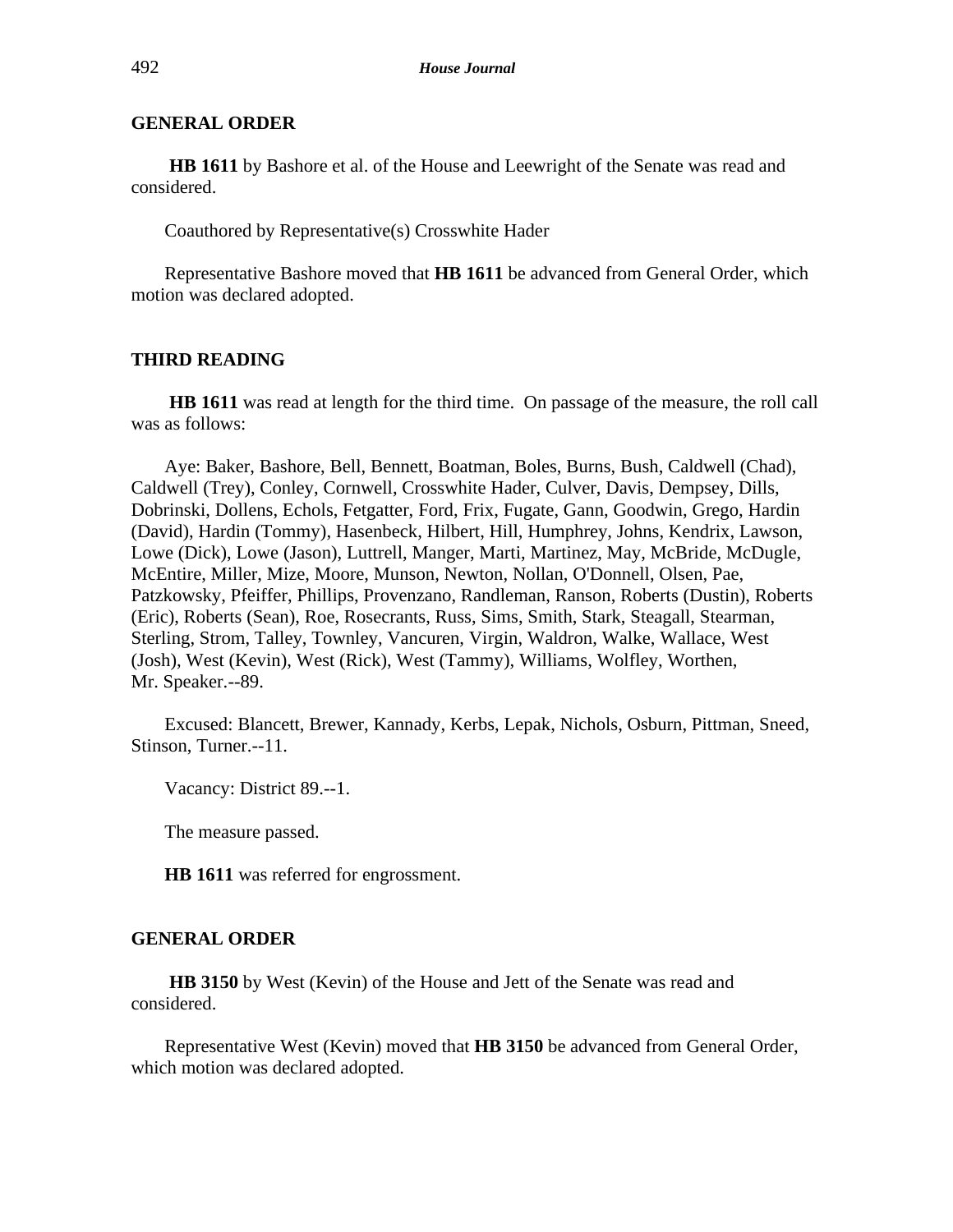**GENERAL ORDER**

**HB 1611** by Bashore et al. of the House and Leewright of the Senate was read and considered.

Coauthored by Representative(s) Crosswhite Hader

Representative Bashore moved that **HB 1611** be advanced from General Order, which motion was declared adopted.

**THIRD READING**

**HB 1611** was read at length for the third time. On passage of the measure, the roll call was as follows:

Aye: Baker, Bashore, Bell, Bennett, Boatman, Boles, Burns, Bush, Caldwell (Chad), Caldwell (Trey), Conley, Cornwell, Crosswhite Hader, Culver, Davis, Dempsey, Dills, Dobrinski, Dollens, Echols, Fetgatter, Ford, Frix, Fugate, Gann, Goodwin, Grego, Hardin (David), Hardin (Tommy), Hasenbeck, Hilbert, Hill, Humphrey, Johns, Kendrix, Lawson, Lowe (Dick), Lowe (Jason), Luttrell, Manger, Marti, Martinez, May, McBride, McDugle, McEntire, Miller, Mize, Moore, Munson, Newton, Nollan, O'Donnell, Olsen, Pae, Patzkowsky, Pfeiffer, Phillips, Provenzano, Randleman, Ranson, Roberts (Dustin), Roberts (Eric), Roberts (Sean), Roe, Rosecrants, Russ, Sims, Smith, Stark, Steagall, Stearman, Sterling, Strom, Talley, Townley, Vancuren, Virgin, Waldron, Walke, Wallace, West (Josh), West (Kevin), West (Rick), West (Tammy), Williams, Wolfley, Worthen, Mr. Speaker.--89.

Excused: Blancett, Brewer, Kannady, Kerbs, Lepak, Nichols, Osburn, Pittman, Sneed, Stinson, Turner.--11.

Vacancy: District 89.--1.

The measure passed.

**HB 1611** was referred for engrossment.

**GENERAL ORDER**

**HB 3150** by West (Kevin) of the House and Jett of the Senate was read and considered.

Representative West (Kevin) moved that **HB 3150** be advanced from General Order, which motion was declared adopted.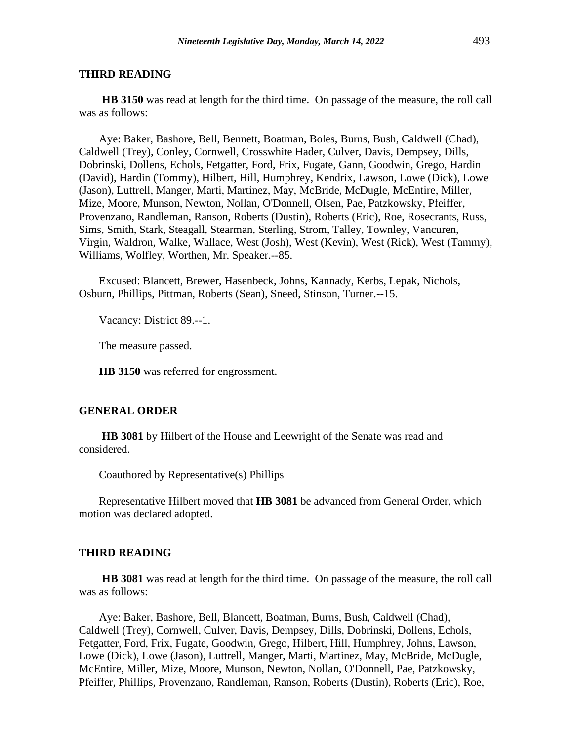## THIRD READING

**HB 3150** was read at length for the third time. On passage of the measure, the roll call was as follows:

Aye: Baker, Bashore, Bell, Bennett, Boatman, Boles, Burns, Bush, Caldwell (Chad), Caldwell (Trey), Conley, Cornwell, Crosswhite Hader, Culver, Davis, Dempsey, Dills, Dobrinski, Dollens, Echols, Fetgatter, Ford, Frix, Fugate, Gann, Goodwin, Grego, Hardin (David), Hardin (Tommy), Hilbert, Hill, Humphrey, Kendrix, Lawson, Lowe (Dick), Lowe (Jason), Luttrell, Manger, Marti, Martinez, May, McBride, McDugle, McEntire, Miller, Mize, Moore, Munson, Newton, Nollan, O'Donnell, Olsen, Pae, Patzkowsky, Pfeiffer, Provenzano, Randleman, Ranson, Roberts (Dustin), Roberts (Eric), Roe, Rosecrants, Russ, Sims, Smith, Stark, Steagall, Stearman, Sterling, Strom, Talley, Townley, Vancuren, Virgin, Waldron, Walke, Wallace, West (Josh), West (Kevin), West (Rick), West (Tammy), Williams, Wolfley, Worthen, Mr. Speaker.--85.

Excused: Blancett, Brewer, Hasenbeck, Johns, Kannady, Kerbs, Lepak, Nichols, Osburn, Phillips, Pittman, Roberts (Sean), Sneed, Stinson, Turner.--15.

Vacancy: District 89.--1.

The measure passed.

**HB 3150** was referred for engrossment.

## GENERAL ORDER

**HB 3081** by Hilbert of the House and Leewright of the Senate was read and considered.

Coauthored by Representative(s) Phillips

Representative Hilbert moved that **HB 3081** be advanced from General Order, which motion was declared adopted.

## THIRD READING

**HB 3081** was read at length for the third time. On passage of the measure, the roll call was as follows:

Aye: Baker, Bashore, Bell, Blancett, Boatman, Burns, Bush, Caldwell (Chad), Caldwell (Trey), Cornwell, Culver, Davis, Dempsey, Dills, Dobrinski, Dollens, Echols, Fetgatter, Ford, Frix, Fugate, Goodwin, Grego, Hilbert, Hill, Humphrey, Johns, Lawson, Lowe (Dick), Lowe (Jason), Luttrell, Manger, Marti, Martinez, May, McBride, McDugle, McEntire, Miller, Mize, Moore, Munson, Newton, Nollan, O'Donnell, Pae, Patzkowsky, Pfeiffer, Phillips, Provenzano, Randleman, Ranson, Roberts (Dustin), Roberts (Eric), Roe,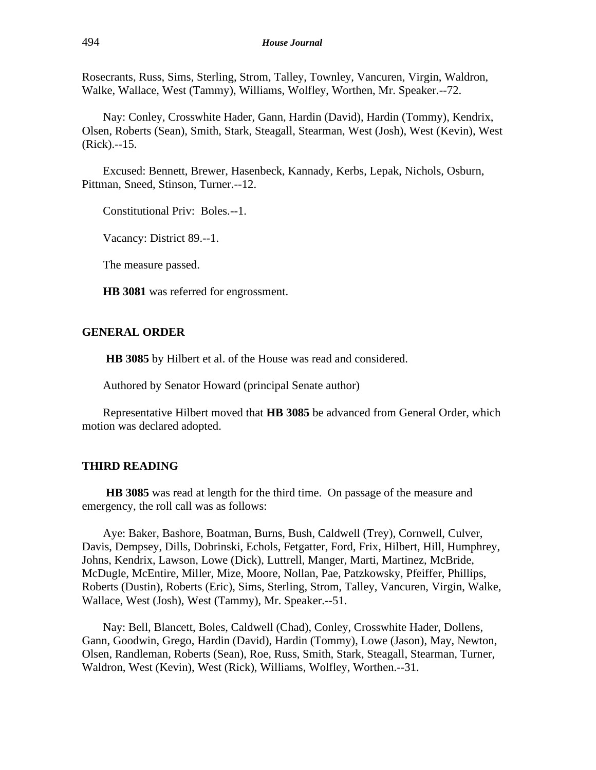Rosecrants, Russ, Sims, Sterling, Strom, Talley, Townley, Vancuren, Virgin, Waldron, Walke, Wallace, West (Tammy), Williams, Wolfley, Worthen, Mr. Speaker.--72.

Nay: Conley, Crosswhite Hader, Gann, Hardin (David), Hardin (Tommy), Kendrix, Olsen, Roberts (Sean), Smith, Stark, Steagall, Stearman, West (Josh), West (Kevin), West (Rick).--15.

Excused: Bennett, Brewer, Hasenbeck, Kannady, Kerbs, Lepak, Nichols, Osburn, Pittman, Sneed, Stinson, Turner.--12.

Constitutional Priv: Boles.--1.

Vacancy: District 89.--1.

The measure passed.

**HB 3081** was referred for engrossment.

## GENERAL ORDER

**HB 3085** by Hilbert et al. of the House was read and considered.

Authored by Senator Howard (principal Senate author)

Representative Hilbert moved that **HB 3085** be advanced from General Order, which motion was declared adopted.

## THIRD READING

**HB 3085** was read at length for the third time. On passage of the measure and emergency, the roll call was as follows:

Aye: Baker, Bashore, Boatman, Burns, Bush, Caldwell (Trey), Cornwell, Culver, Davis, Dempsey, Dills, Dobrinski, Echols, Fetgatter, Ford, Frix, Hilbert, Hill, Humphrey, Johns, Kendrix, Lawson, Lowe (Dick), Luttrell, Manger, Marti, Martinez, McBride, McDugle, McEntire, Miller, Mize, Moore, Nollan, Pae, Patzkowsky, Pfeiffer, Phillips, Roberts (Dustin), Roberts (Eric), Sims, Sterling, Strom, Talley, Vancuren, Virgin, Walke, Wallace, West (Josh), West (Tammy), Mr. Speaker.--51.

Nay: Bell, Blancett, Boles, Caldwell (Chad), Conley, Crosswhite Hader, Dollens, Gann, Goodwin, Grego, Hardin (David), Hardin (Tommy), Lowe (Jason), May, Newton, Olsen, Randleman, Roberts (Sean), Roe, Russ, Smith, Stark, Steagall, Stearman, Turner, Waldron, West (Kevin), West (Rick), Williams, Wolfley, Worthen.--31.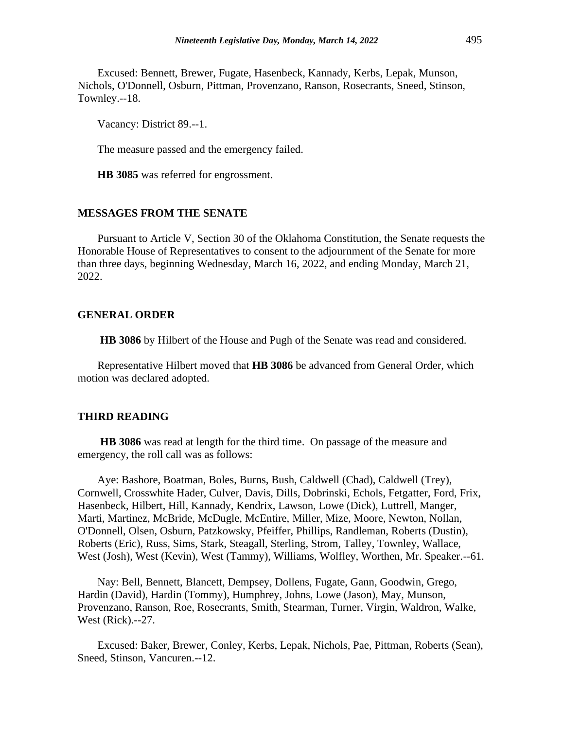Excused: Bennett, Brewer, Fugate, Hasenbeck, Kannady, Kerbs, Lepak, Munson, Nichols, O'Donnell, Osburn, Pittman, Provenzano, Ranson, Rosecrants, Sneed, Stinson, Townley.--18.

Vacancy: District 89.--1.

The measure passed and the emergency failed.

**HB 3085** was referred for engrossment.

## MESSAGES FROM THE SENATE

Pursuant to Article V, Section 30 of the Oklahoma Constitution, the Senate requests the Honorable House of Representatives to consent to the adjournment of the Senate for more than three days, beginning Wednesday, March 16, 2022, and ending Monday, March 21, 2022.

## GENERAL ORDER

**HB 3086** by Hilbert of the House and Pugh of the Senate was read and considered.

Representative Hilbert moved that **HB 3086** be advanced from General Order, which motion was declared adopted.

## THIRD READING

**HB 3086** was read at length for the third time. On passage of the measure and emergency, the roll call was as follows:

Aye: Bashore, Boatman, Boles, Burns, Bush, Caldwell (Chad), Caldwell (Trey), Cornwell, Crosswhite Hader, Culver, Davis, Dills, Dobrinski, Echols, Fetgatter, Ford, Frix, Hasenbeck, Hilbert, Hill, Kannady, Kendrix, Lawson, Lowe (Dick), Luttrell, Manger, Marti, Martinez, McBride, McDugle, McEntire, Miller, Mize, Moore, Newton, Nollan, O'Donnell, Olsen, Osburn, Patzkowsky, Pfeiffer, Phillips, Randleman, Roberts (Dustin), Roberts (Eric), Russ, Sims, Stark, Steagall, Sterling, Strom, Talley, Townley, Wallace, West (Josh), West (Kevin), West (Tammy), Williams, Wolfley, Worthen, Mr. Speaker.--61.

Nay: Bell, Bennett, Blancett, Dempsey, Dollens, Fugate, Gann, Goodwin, Grego, Hardin (David), Hardin (Tommy), Humphrey, Johns, Lowe (Jason), May, Munson, Provenzano, Ranson, Roe, Rosecrants, Smith, Stearman, Turner, Virgin, Waldron, Walke, West (Rick).--27.

Excused: Baker, Brewer, Conley, Kerbs, Lepak, Nichols, Pae, Pittman, Roberts (Sean), Sneed, Stinson, Vancuren.--12.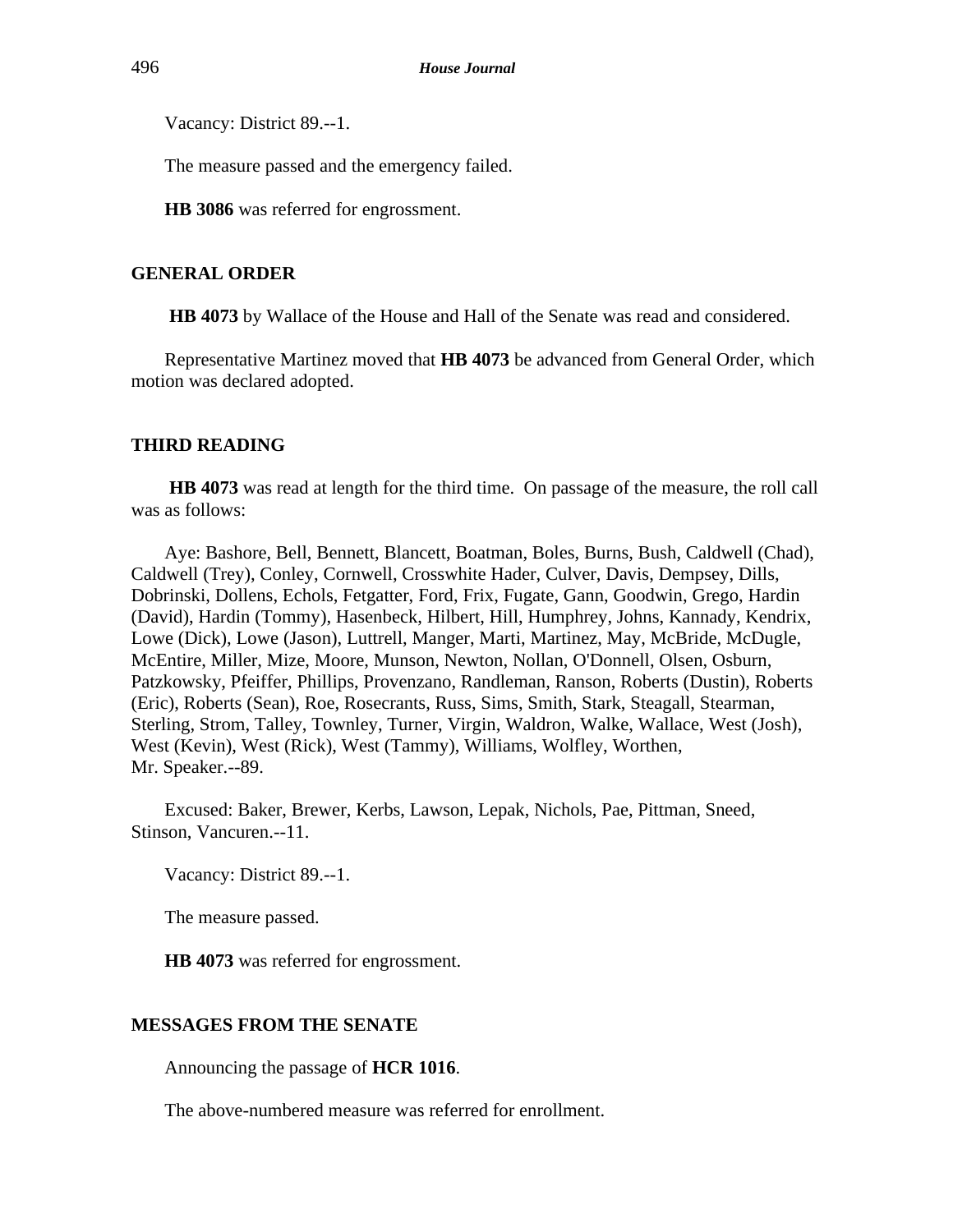Vacancy: District 89.--1.

The measure passed and the emergency failed.

**HB 3086** was referred for engrossment.

**GENERAL ORDER**

**HB 4073** by Wallace of the House and Hall of the Senate was read and considered.

Representative Martinez moved that **HB 4073** be advanced from General Order, which motion was declared adopted.

**THIRD READING**

**HB 4073** was read at length for the third time. On passage of the measure, the roll call was as follows:

Aye: Bashore, Bell, Bennett, Blancett, Boatman, Boles, Burns, Bush, Caldwell (Chad), Caldwell (Trey), Conley, Cornwell, Crosswhite Hader, Culver, Davis, Dempsey, Dills, Dobrinski, Dollens, Echols, Fetgatter, Ford, Frix, Fugate, Gann, Goodwin, Grego, Hardin (David), Hardin (Tommy), Hasenbeck, Hilbert, Hill, Humphrey, Johns, Kannady, Kendrix, Lowe (Dick), Lowe (Jason), Luttrell, Manger, Marti, Martinez, May, McBride, McDugle, McEntire, Miller, Mize, Moore, Munson, Newton, Nollan, O'Donnell, Olsen, Osburn, Patzkowsky, Pfeiffer, Phillips, Provenzano, Randleman, Ranson, Roberts (Dustin), Roberts (Eric), Roberts (Sean), Roe, Rosecrants, Russ, Sims, Smith, Stark, Steagall, Stearman, Sterling, Strom, Talley, Townley, Turner, Virgin, Waldron, Walke, Wallace, West (Josh), West (Kevin), West (Rick), West (Tammy), Williams, Wolfley, Worthen, Mr. Speaker.--89.

Excused: Baker, Brewer, Kerbs, Lawson, Lepak, Nichols, Pae, Pittman, Sneed, Stinson, Vancuren.--11.

Vacancy: District 89.--1.

The measure passed.

**HB 4073** was referred for engrossment.

**MESSAGES FROM THE SENATE**

Announcing the passage of **HCR 1016**.

The above-numbered measure was referred for enrollment.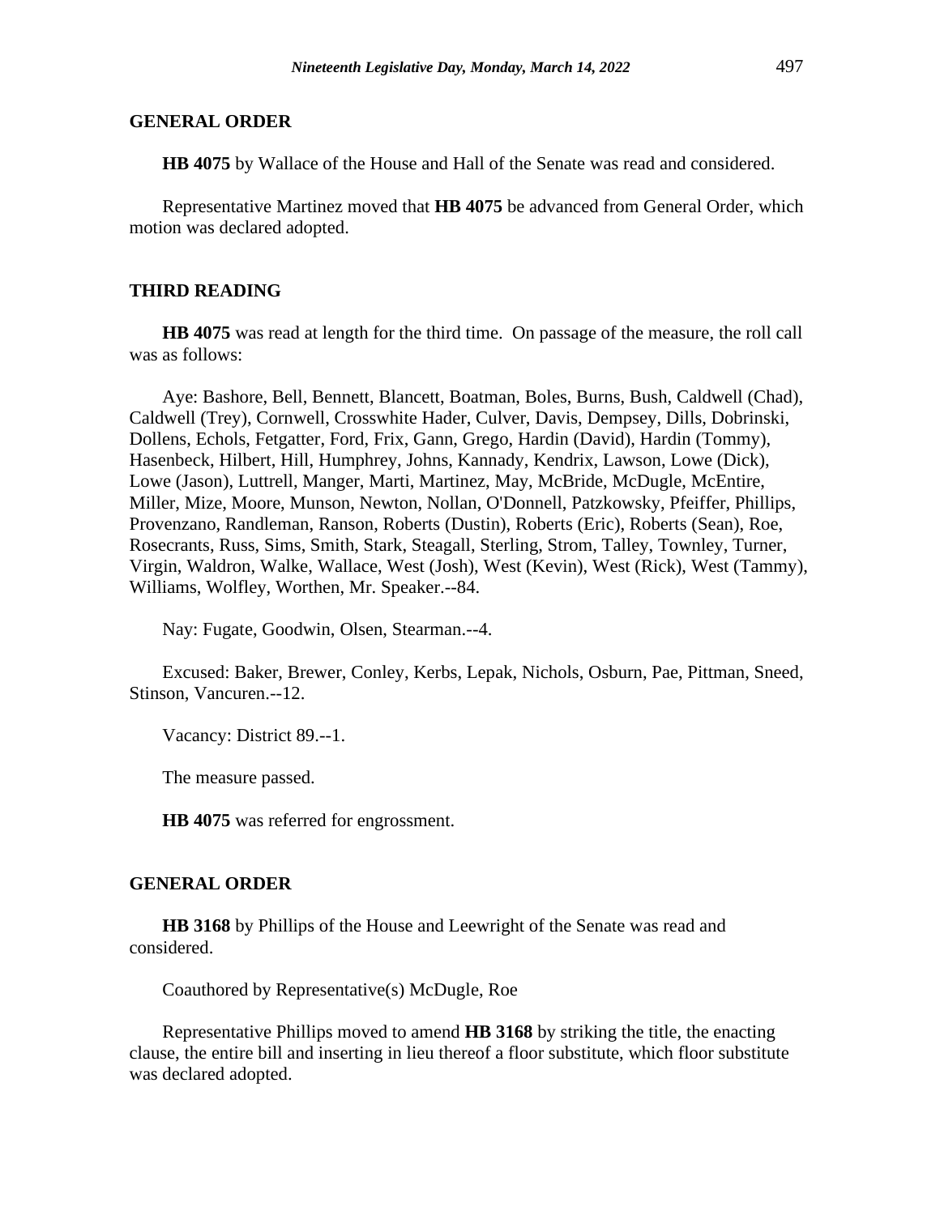## GENERAL ORDER

**HB 4075** by Wallace of the House and Hall of the Senate was read and considered.

Representative Martinez moved that **HB 4075** be advanced from General Order, which motion was declared adopted.

## THIRD READING

**HB 4075** was read at length for the third time. On passage of the measure, the roll call was as follows:

Aye: Bashore, Bell, Bennett, Blancett, Boatman, Boles, Burns, Bush, Caldwell (Chad), Caldwell (Trey), Cornwell, Crosswhite Hader, Culver, Davis, Dempsey, Dills, Dobrinski, Dollens, Echols, Fetgatter, Ford, Frix, Gann, Grego, Hardin (David), Hardin (Tommy), Hasenbeck, Hilbert, Hill, Humphrey, Johns, Kannady, Kendrix, Lawson, Lowe (Dick), Lowe (Jason), Luttrell, Manger, Marti, Martinez, May, McBride, McDugle, McEntire, Miller, Mize, Moore, Munson, Newton, Nollan, O'Donnell, Patzkowsky, Pfeiffer, Phillips, Provenzano, Randleman, Ranson, Roberts (Dustin), Roberts (Eric), Roberts (Sean), Roe, Rosecrants, Russ, Sims, Smith, Stark, Steagall, Sterling, Strom, Talley, Townley, Turner, Virgin, Waldron, Walke, Wallace, West (Josh), West (Kevin), West (Rick), West (Tammy), Williams, Wolfley, Worthen, Mr. Speaker.--84.

Nay: Fugate, Goodwin, Olsen, Stearman.--4.

Excused: Baker, Brewer, Conley, Kerbs, Lepak, Nichols, Osburn, Pae, Pittman, Sneed, Stinson, Vancuren.--12.

Vacancy: District 89.--1.

The measure passed.

**HB 4075** was referred for engrossment.

## GENERAL ORDER

**HB 3168** by Phillips of the House and Leewright of the Senate was read and considered.

Coauthored by Representative(s) McDugle, Roe

Representative Phillips moved to amend **HB 3168** by striking the title, the enacting clause, the entire bill and inserting in lieu thereof a floor substitute, which floor substitute was declared adopted.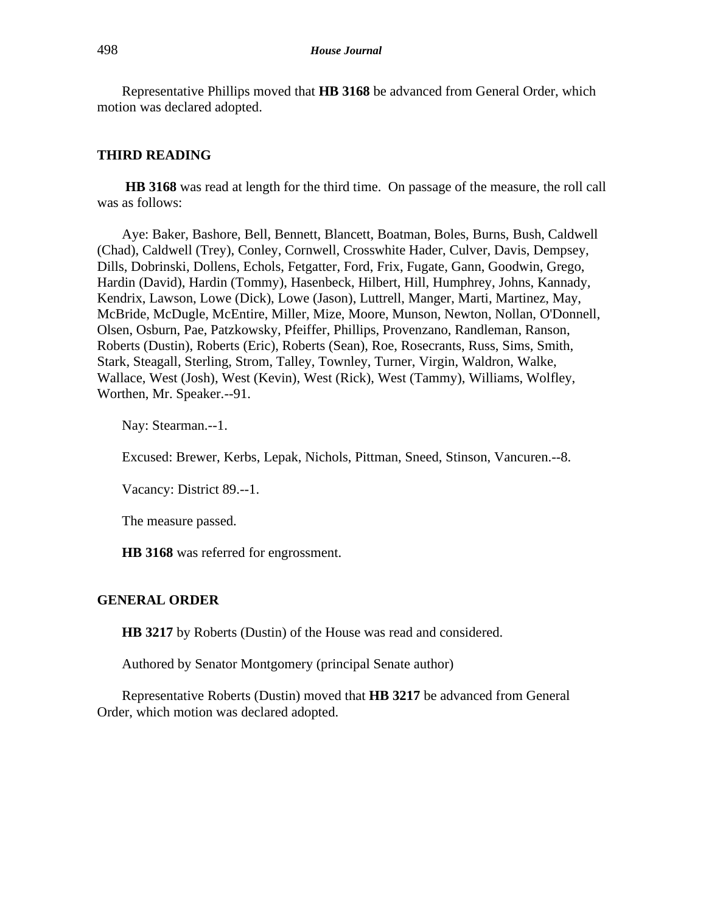Representative Phillips moved that **HB 3168** be advanced from General Order, which motion was declared adopted.

## THIRD READING

**HB 3168** was read at length for the third time. On passage of the measure, the roll call was as follows:

Aye: Baker, Bashore, Bell, Bennett, Blancett, Boatman, Boles, Burns, Bush, Caldwell (Chad), Caldwell (Trey), Conley, Cornwell, Crosswhite Hader, Culver, Davis, Dempsey, Dills, Dobrinski, Dollens, Echols, Fetgatter, Ford, Frix, Fugate, Gann, Goodwin, Grego, Hardin (David), Hardin (Tommy), Hasenbeck, Hilbert, Hill, Humphrey, Johns, Kannady, Kendrix, Lawson, Lowe (Dick), Lowe (Jason), Luttrell, Manger, Marti, Martinez, May, McBride, McDugle, McEntire, Miller, Mize, Moore, Munson, Newton, Nollan, O'Donnell, Olsen, Osburn, Pae, Patzkowsky, Pfeiffer, Phillips, Provenzano, Randleman, Ranson, Roberts (Dustin), Roberts (Eric), Roberts (Sean), Roe, Rosecrants, Russ, Sims, Smith, Stark, Steagall, Sterling, Strom, Talley, Townley, Turner, Virgin, Waldron, Walke, Wallace, West (Josh), West (Kevin), West (Rick), West (Tammy), Williams, Wolfley, Worthen, Mr. Speaker.--91.

Nay: Stearman.--1.

Excused: Brewer, Kerbs, Lepak, Nichols, Pittman, Sneed, Stinson, Vancuren.--8.

Vacancy: District 89.--1.

The measure passed.

**HB 3168** was referred for engrossment.

## GENERAL ORDER

**HB 3217** by Roberts (Dustin) of the House was read and considered.

Authored by Senator Montgomery (principal Senate author)

Representative Roberts (Dustin) moved that **HB 3217** be advanced from General Order, which motion was declared adopted.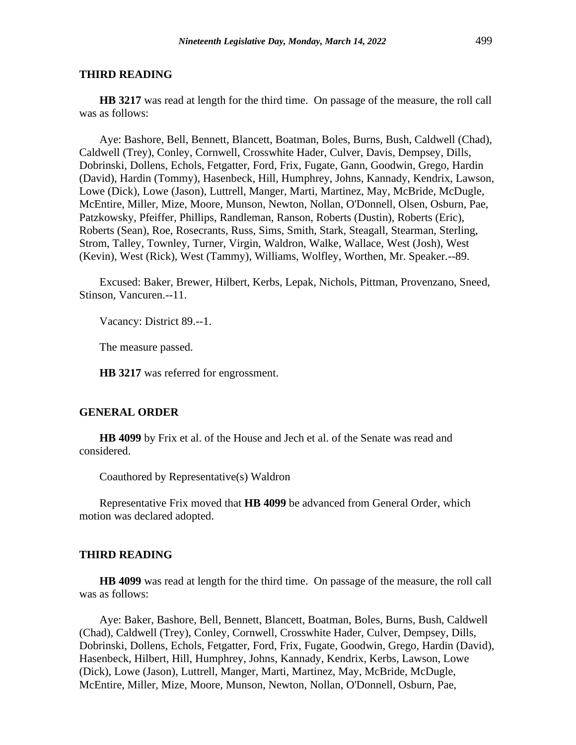## THIRD READING

**HB 3217** was read at length for the third time. On passage of the measure, the roll call was as follows:

Aye: Bashore, Bell, Bennett, Blancett, Boatman, Boles, Burns, Bush, Caldwell (Chad), Caldwell (Trey), Conley, Cornwell, Crosswhite Hader, Culver, Davis, Dempsey, Dills, Dobrinski, Dollens, Echols, Fetgatter, Ford, Frix, Fugate, Gann, Goodwin, Grego, Hardin (David), Hardin (Tommy), Hasenbeck, Hill, Humphrey, Johns, Kannady, Kendrix, Lawson, Lowe (Dick), Lowe (Jason), Luttrell, Manger, Marti, Martinez, May, McBride, McDugle, McEntire, Miller, Mize, Moore, Munson, Newton, Nollan, O'Donnell, Olsen, Osburn, Pae, Patzkowsky, Pfeiffer, Phillips, Randleman, Ranson, Roberts (Dustin), Roberts (Eric), Roberts (Sean), Roe, Rosecrants, Russ, Sims, Smith, Stark, Steagall, Stearman, Sterling, Strom, Talley, Townley, Turner, Virgin, Waldron, Walke, Wallace, West (Josh), West (Kevin), West (Rick), West (Tammy), Williams, Wolfley, Worthen, Mr. Speaker.--89.

Excused: Baker, Brewer, Hilbert, Kerbs, Lepak, Nichols, Pittman, Provenzano, Sneed, Stinson, Vancuren.--11.

Vacancy: District 89.--1.

The measure passed.

**HB 3217** was referred for engrossment.

## GENERAL ORDER

**HB 4099** by Frix et al. of the House and Jech et al. of the Senate was read and considered.

Coauthored by Representative(s) Waldron

Representative Frix moved that **HB 4099** be advanced from General Order, which motion was declared adopted.

## THIRD READING

**HB 4099** was read at length for the third time. On passage of the measure, the roll call was as follows:

Aye: Baker, Bashore, Bell, Bennett, Blancett, Boatman, Boles, Burns, Bush, Caldwell (Chad), Caldwell (Trey), Conley, Cornwell, Crosswhite Hader, Culver, Dempsey, Dills, Dobrinski, Dollens, Echols, Fetgatter, Ford, Frix, Fugate, Goodwin, Grego, Hardin (David), Hasenbeck, Hilbert, Hill, Humphrey, Johns, Kannady, Kendrix, Kerbs, Lawson, Lowe (Dick), Lowe (Jason), Luttrell, Manger, Marti, Martinez, May, McBride, McDugle, McEntire, Miller, Mize, Moore, Munson, Newton, Nollan, O'Donnell, Osburn, Pae,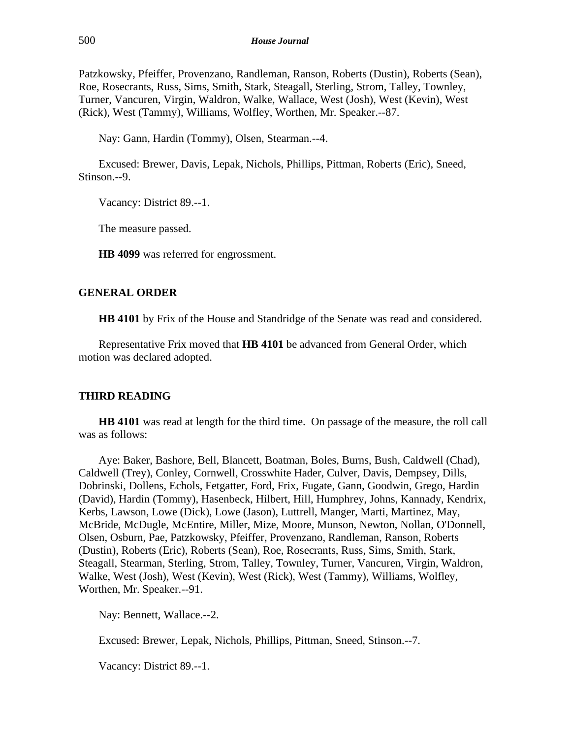Patzkowsky, Pfeiffer, Provenzano, Randleman, Ranson, Roberts (Dustin), Roberts (Sean), Roe, Rosecrants, Russ, Sims, Smith, Stark, Steagall, Sterling, Strom, Talley, Townley, Turner, Vancuren, Virgin, Waldron, Walke, Wallace, West (Josh), West (Kevin), West (Rick), West (Tammy), Williams, Wolfley, Worthen, Mr. Speaker.--87.

Nay: Gann, Hardin (Tommy), Olsen, Stearman.--4.

Excused: Brewer, Davis, Lepak, Nichols, Phillips, Pittman, Roberts (Eric), Sneed, Stinson.--9.

Vacancy: District 89.--1.

The measure passed.

**HB 4099** was referred for engrossment.

## GENERAL ORDER

**HB 4101** by Frix of the House and Standridge of the Senate was read and considered.

Representative Frix moved that **HB 4101** be advanced from General Order, which motion was declared adopted.

## THIRD READING

**HB 4101** was read at length for the third time. On passage of the measure, the roll call was as follows:

Aye: Baker, Bashore, Bell, Blancett, Boatman, Boles, Burns, Bush, Caldwell (Chad), Caldwell (Trey), Conley, Cornwell, Crosswhite Hader, Culver, Davis, Dempsey, Dills, Dobrinski, Dollens, Echols, Fetgatter, Ford, Frix, Fugate, Gann, Goodwin, Grego, Hardin (David), Hardin (Tommy), Hasenbeck, Hilbert, Hill, Humphrey, Johns, Kannady, Kendrix, Kerbs, Lawson, Lowe (Dick), Lowe (Jason), Luttrell, Manger, Marti, Martinez, May, McBride, McDugle, McEntire, Miller, Mize, Moore, Munson, Newton, Nollan, O'Donnell, Olsen, Osburn, Pae, Patzkowsky, Pfeiffer, Provenzano, Randleman, Ranson, Roberts (Dustin), Roberts (Eric), Roberts (Sean), Roe, Rosecrants, Russ, Sims, Smith, Stark, Steagall, Stearman, Sterling, Strom, Talley, Townley, Turner, Vancuren, Virgin, Waldron, Walke, West (Josh), West (Kevin), West (Rick), West (Tammy), Williams, Wolfley, Worthen, Mr. Speaker.--91.

Nay: Bennett, Wallace.--2.

Excused: Brewer, Lepak, Nichols, Phillips, Pittman, Sneed, Stinson.--7.

Vacancy: District 89.--1.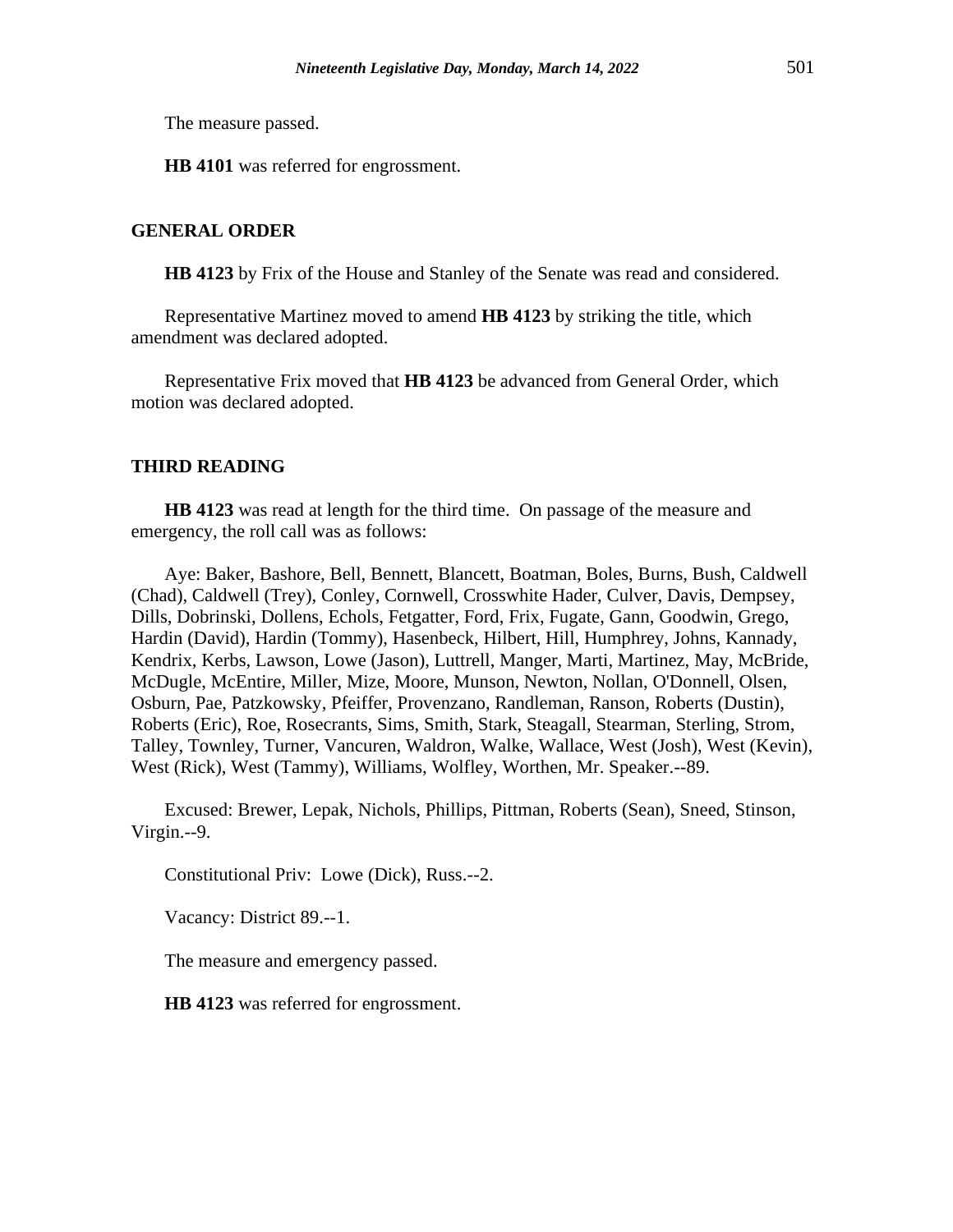The measure passed.

**HB 4101** was referred for engrossment.

## GENERAL ORDER

**HB 4123** by Frix of the House and Stanley of the Senate was read and considered.

Representative Martinez moved to amend **HB 4123** by striking the title, which amendment was declared adopted.

Representative Frix moved that **HB 4123** be advanced from General Order, which motion was declared adopted.

## THIRD READING

**HB 4123** was read at length for the third time. On passage of the measure and emergency, the roll call was as follows:

Aye: Baker, Bashore, Bell, Bennett, Blancett, Boatman, Boles, Burns, Bush, Caldwell (Chad), Caldwell (Trey), Conley, Cornwell, Crosswhite Hader, Culver, Davis, Dempsey, Dills, Dobrinski, Dollens, Echols, Fetgatter, Ford, Frix, Fugate, Gann, Goodwin, Grego, Hardin (David), Hardin (Tommy), Hasenbeck, Hilbert, Hill, Humphrey, Johns, Kannady, Kendrix, Kerbs, Lawson, Lowe (Jason), Luttrell, Manger, Marti, Martinez, May, McBride, McDugle, McEntire, Miller, Mize, Moore, Munson, Newton, Nollan, O'Donnell, Olsen, Osburn, Pae, Patzkowsky, Pfeiffer, Provenzano, Randleman, Ranson, Roberts (Dustin), Roberts (Eric), Roe, Rosecrants, Sims, Smith, Stark, Steagall, Stearman, Sterling, Strom, Talley, Townley, Turner, Vancuren, Waldron, Walke, Wallace, West (Josh), West (Kevin), West (Rick), West (Tammy), Williams, Wolfley, Worthen, Mr. Speaker.--89.

Excused: Brewer, Lepak, Nichols, Phillips, Pittman, Roberts (Sean), Sneed, Stinson, Virgin.--9.

Constitutional Priv: Lowe (Dick), Russ.--2.

Vacancy: District 89.--1.

The measure and emergency passed.

**HB 4123** was referred for engrossment.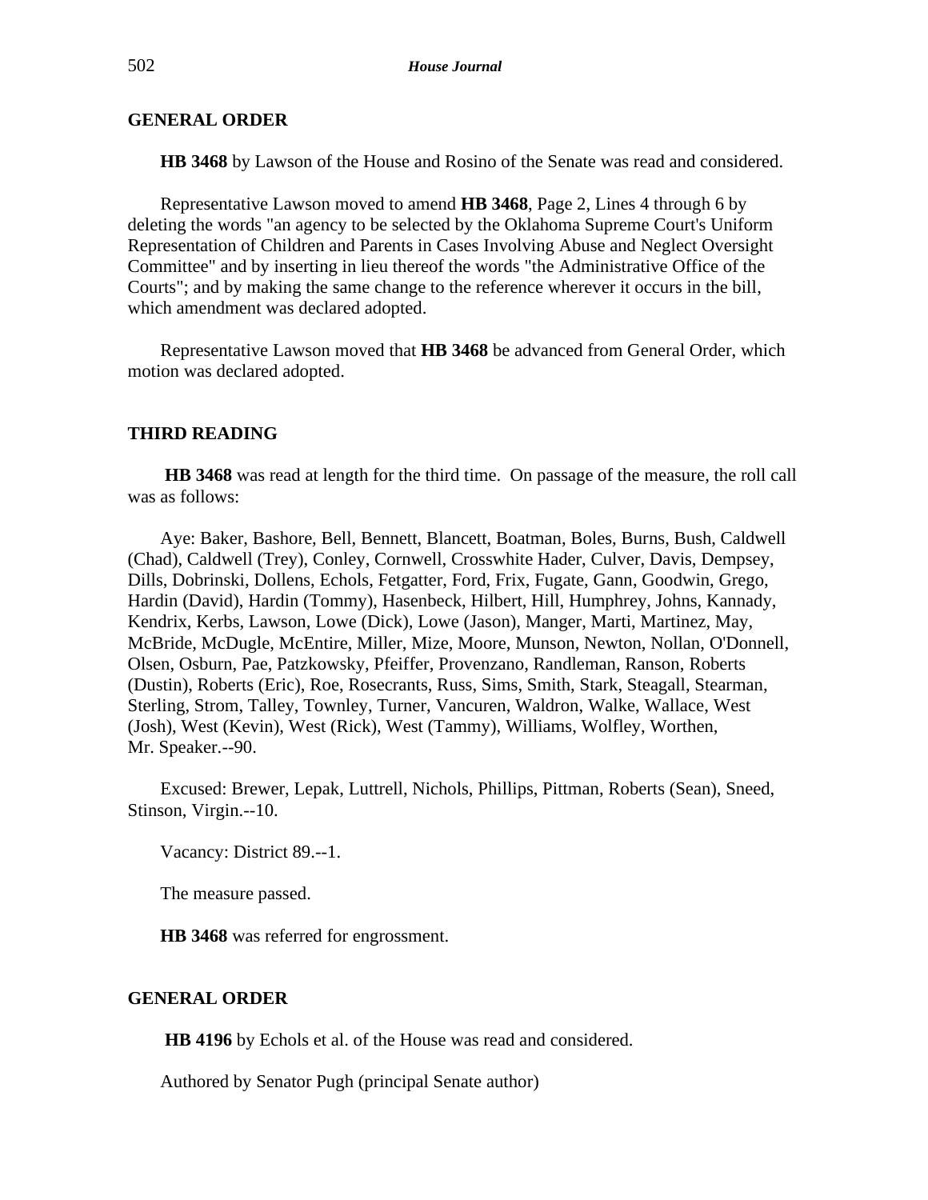## GENERAL ORDER

**HB 3468** by Lawson of the House and Rosino of the Senate was read and considered.

Representative Lawson moved to amend **HB 3468**, Page 2, Lines 4 through 6 by deleting the words "an agency to be selected by the Oklahoma Supreme Court's Uniform Representation of Children and Parents in Cases Involving Abuse and Neglect Oversight Committee" and by inserting in lieu thereof the words "the Administrative Office of the Courts"; and by making the same change to the reference wherever it occurs in the bill, which amendment was declared adopted.

Representative Lawson moved that **HB 3468** be advanced from General Order, which motion was declared adopted.

## THIRD READING

**HB 3468** was read at length for the third time. On passage of the measure, the roll call was as follows:

Aye: Baker, Bashore, Bell, Bennett, Blancett, Boatman, Boles, Burns, Bush, Caldwell (Chad), Caldwell (Trey), Conley, Cornwell, Crosswhite Hader, Culver, Davis, Dempsey, Dills, Dobrinski, Dollens, Echols, Fetgatter, Ford, Frix, Fugate, Gann, Goodwin, Grego, Hardin (David), Hardin (Tommy), Hasenbeck, Hilbert, Hill, Humphrey, Johns, Kannady, Kendrix, Kerbs, Lawson, Lowe (Dick), Lowe (Jason), Manger, Marti, Martinez, May, McBride, McDugle, McEntire, Miller, Mize, Moore, Munson, Newton, Nollan, O'Donnell, Olsen, Osburn, Pae, Patzkowsky, Pfeiffer, Provenzano, Randleman, Ranson, Roberts (Dustin), Roberts (Eric), Roe, Rosecrants, Russ, Sims, Smith, Stark, Steagall, Stearman, Sterling, Strom, Talley, Townley, Turner, Vancuren, Waldron, Walke, Wallace, West (Josh), West (Kevin), West (Rick), West (Tammy), Williams, Wolfley, Worthen, Mr. Speaker.--90.

Excused: Brewer, Lepak, Luttrell, Nichols, Phillips, Pittman, Roberts (Sean), Sneed, Stinson, Virgin.--10.

Vacancy: District 89.--1.

The measure passed.

**HB 3468** was referred for engrossment.

## GENERAL ORDER

**HB 4196** by Echols et al. of the House was read and considered.

Authored by Senator Pugh (principal Senate author)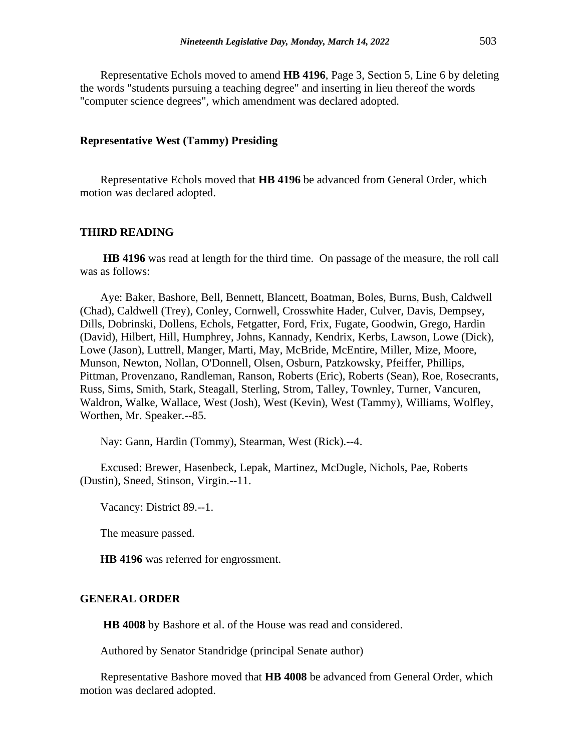Representative Echols moved to amend **HB 4196**, Page 3, Section 5, Line 6 by deleting the words "students pursuing a teaching degree" and inserting in lieu thereof the words "computer science degrees", which amendment was declared adopted.

**Representative West (Tammy) Presiding**

Representative Echols moved that **HB 4196** be advanced from General Order, which motion was declared adopted.

**THIRD READING**

**HB 4196** was read at length for the third time. On passage of the measure, the roll call was as follows:

Aye: Baker, Bashore, Bell, Bennett, Blancett, Boatman, Boles, Burns, Bush, Caldwell (Chad), Caldwell (Trey), Conley, Cornwell, Crosswhite Hader, Culver, Davis, Dempsey, Dills, Dobrinski, Dollens, Echols, Fetgatter, Ford, Frix, Fugate, Goodwin, Grego, Hardin (David), Hilbert, Hill, Humphrey, Johns, Kannady, Kendrix, Kerbs, Lawson, Lowe (Dick), Lowe (Jason), Luttrell, Manger, Marti, May, McBride, McEntire, Miller, Mize, Moore, Munson, Newton, Nollan, O'Donnell, Olsen, Osburn, Patzkowsky, Pfeiffer, Phillips, Pittman, Provenzano, Randleman, Ranson, Roberts (Eric), Roberts (Sean), Roe, Rosecrants, Russ, Sims, Smith, Stark, Steagall, Sterling, Strom, Talley, Townley, Turner, Vancuren, Waldron, Walke, Wallace, West (Josh), West (Kevin), West (Tammy), Williams, Wolfley, Worthen, Mr. Speaker.--85.

Nay: Gann, Hardin (Tommy), Stearman, West (Rick).--4.

Excused: Brewer, Hasenbeck, Lepak, Martinez, McDugle, Nichols, Pae, Roberts (Dustin), Sneed, Stinson, Virgin.--11.

Vacancy: District 89.--1.

The measure passed.

**HB 4196** was referred for engrossment.

**GENERAL ORDER**

**HB 4008** by Bashore et al. of the House was read and considered.

Authored by Senator Standridge (principal Senate author)

Representative Bashore moved that **HB 4008** be advanced from General Order, which motion was declared adopted.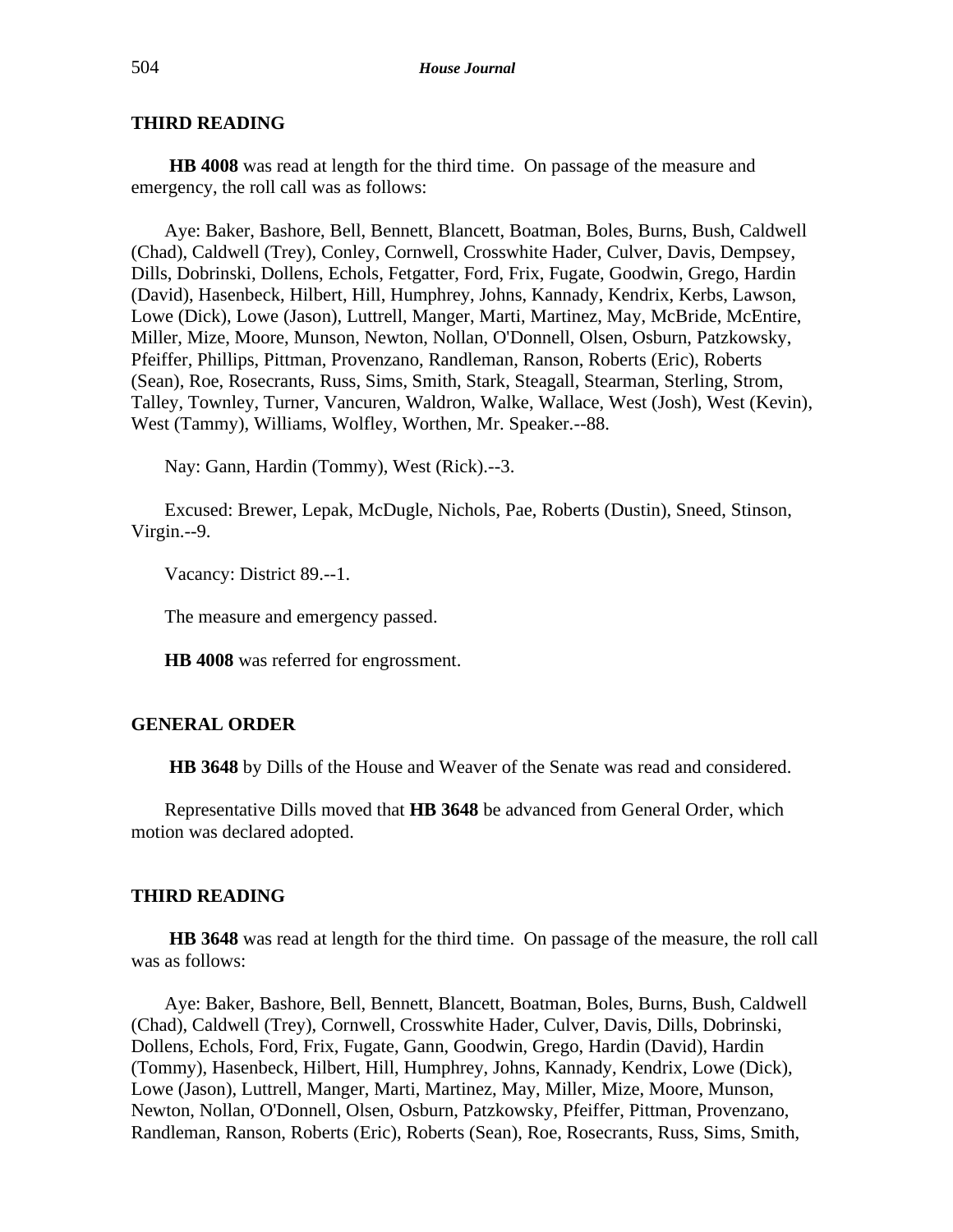### THIRD READING

**HB 4008** was read at length for the third time. On passage of the measure and emergency, the roll call was as follows:

Aye: Baker, Bashore, Bell, Bennett, Blancett, Boatman, Boles, Burns, Bush, Caldwell (Chad), Caldwell (Trey), Conley, Cornwell, Crosswhite Hader, Culver, Davis, Dempsey, Dills, Dobrinski, Dollens, Echols, Fetgatter, Ford, Frix, Fugate, Goodwin, Grego, Hardin (David), Hasenbeck, Hilbert, Hill, Humphrey, Johns, Kannady, Kendrix, Kerbs, Lawson, Lowe (Dick), Lowe (Jason), Luttrell, Manger, Marti, Martinez, May, McBride, McEntire, Miller, Mize, Moore, Munson, Newton, Nollan, O'Donnell, Olsen, Osburn, Patzkowsky, Pfeiffer, Phillips, Pittman, Provenzano, Randleman, Ranson, Roberts (Eric), Roberts (Sean), Roe, Rosecrants, Russ, Sims, Smith, Stark, Steagall, Stearman, Sterling, Strom, Talley, Townley, Turner, Vancuren, Waldron, Walke, Wallace, West (Josh), West (Kevin), West (Tammy), Williams, Wolfley, Worthen, Mr. Speaker.--88.

Nay: Gann, Hardin (Tommy), West (Rick).--3.

Excused: Brewer, Lepak, McDugle, Nichols, Pae, Roberts (Dustin), Sneed, Stinson, Virgin.--9.

Vacancy: District 89.--1.

The measure and emergency passed.

**HB 4008** was referred for engrossment.

### GENERAL ORDER

**HB 3648** by Dills of the House and Weaver of the Senate was read and considered.

Representative Dills moved that **HB 3648** be advanced from General Order, which motion was declared adopted.

### THIRD READING

**HB 3648** was read at length for the third time. On passage of the measure, the roll call was as follows:

Aye: Baker, Bashore, Bell, Bennett, Blancett, Boatman, Boles, Burns, Bush, Caldwell (Chad), Caldwell (Trey), Cornwell, Crosswhite Hader, Culver, Davis, Dills, Dobrinski, Dollens, Echols, Ford, Frix, Fugate, Gann, Goodwin, Grego, Hardin (David), Hardin (Tommy), Hasenbeck, Hilbert, Hill, Humphrey, Johns, Kannady, Kendrix, Lowe (Dick), Lowe (Jason), Luttrell, Manger, Marti, Martinez, May, Miller, Mize, Moore, Munson, Newton, Nollan, O'Donnell, Olsen, Osburn, Patzkowsky, Pfeiffer, Pittman, Provenzano, Randleman, Ranson, Roberts (Eric), Roberts (Sean), Roe, Rosecrants, Russ, Sims, Smith,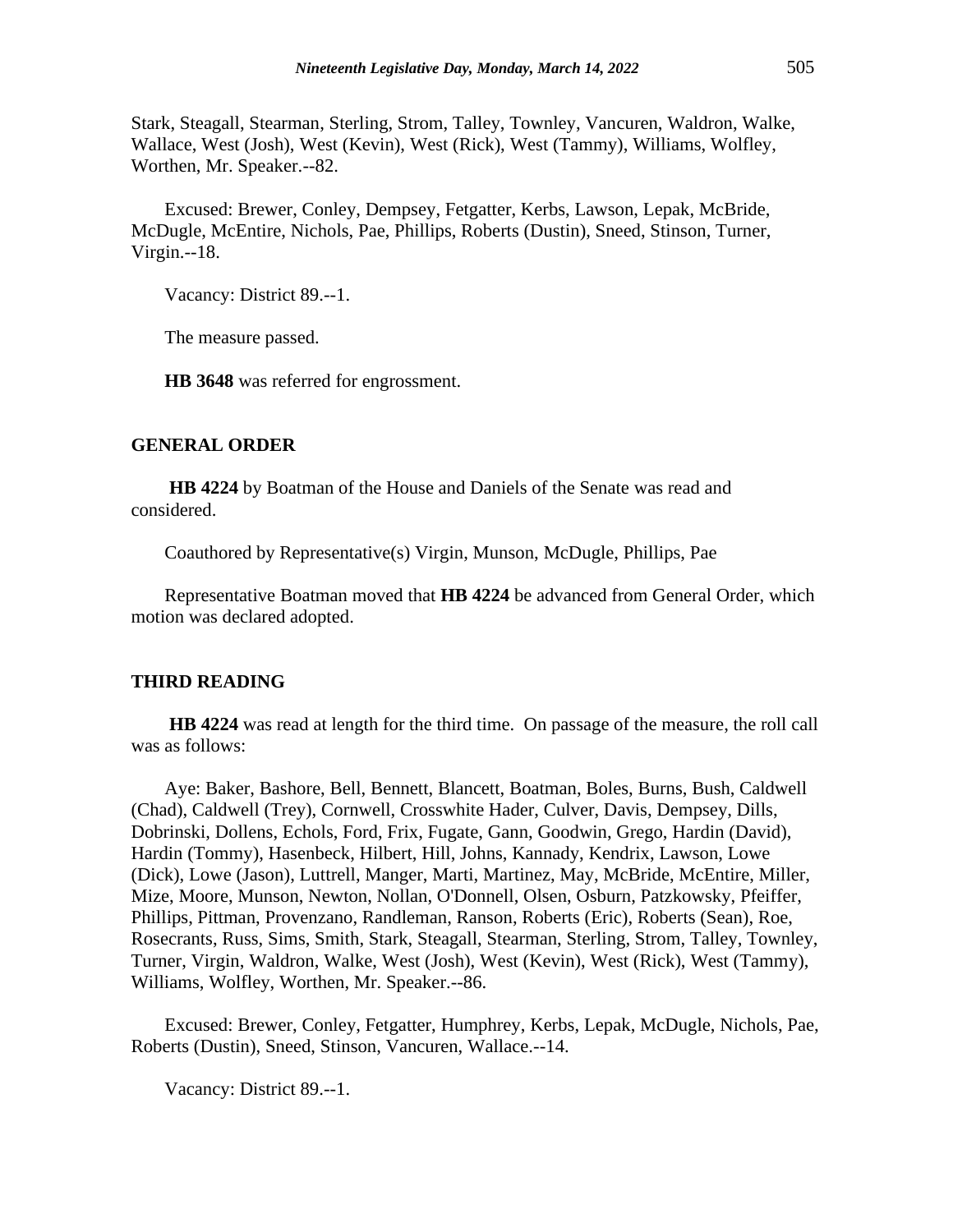Stark, Steagall, Stearman, Sterling, Strom, Talley, Townley, Vancuren, Waldron, Walke, Wallace, West (Josh), West (Kevin), West (Rick), West (Tammy), Williams, Wolfley, Worthen, Mr. Speaker.--82.

Excused: Brewer, Conley, Dempsey, Fetgatter, Kerbs, Lawson, Lepak, McBride, McDugle, McEntire, Nichols, Pae, Phillips, Roberts (Dustin), Sneed, Stinson, Turner, Virgin.--18.

Vacancy: District 89.--1.

The measure passed.

**HB 3648** was referred for engrossment.

## GENERAL ORDER

**HB 4224** by Boatman of the House and Daniels of the Senate was read and considered.

Coauthored by Representative(s) Virgin, Munson, McDugle, Phillips, Pae

Representative Boatman moved that **HB 4224** be advanced from General Order, which motion was declared adopted.

## THIRD READING

**HB 4224** was read at length for the third time. On passage of the measure, the roll call was as follows:

Aye: Baker, Bashore, Bell, Bennett, Blancett, Boatman, Boles, Burns, Bush, Caldwell (Chad), Caldwell (Trey), Cornwell, Crosswhite Hader, Culver, Davis, Dempsey, Dills, Dobrinski, Dollens, Echols, Ford, Frix, Fugate, Gann, Goodwin, Grego, Hardin (David), Hardin (Tommy), Hasenbeck, Hilbert, Hill, Johns, Kannady, Kendrix, Lawson, Lowe (Dick), Lowe (Jason), Luttrell, Manger, Marti, Martinez, May, McBride, McEntire, Miller, Mize, Moore, Munson, Newton, Nollan, O'Donnell, Olsen, Osburn, Patzkowsky, Pfeiffer, Phillips, Pittman, Provenzano, Randleman, Ranson, Roberts (Eric), Roberts (Sean), Roe, Rosecrants, Russ, Sims, Smith, Stark, Steagall, Stearman, Sterling, Strom, Talley, Townley, Turner, Virgin, Waldron, Walke, West (Josh), West (Kevin), West (Rick), West (Tammy), Williams, Wolfley, Worthen, Mr. Speaker.--86.

Excused: Brewer, Conley, Fetgatter, Humphrey, Kerbs, Lepak, McDugle, Nichols, Pae, Roberts (Dustin), Sneed, Stinson, Vancuren, Wallace.--14.

Vacancy: District 89.--1.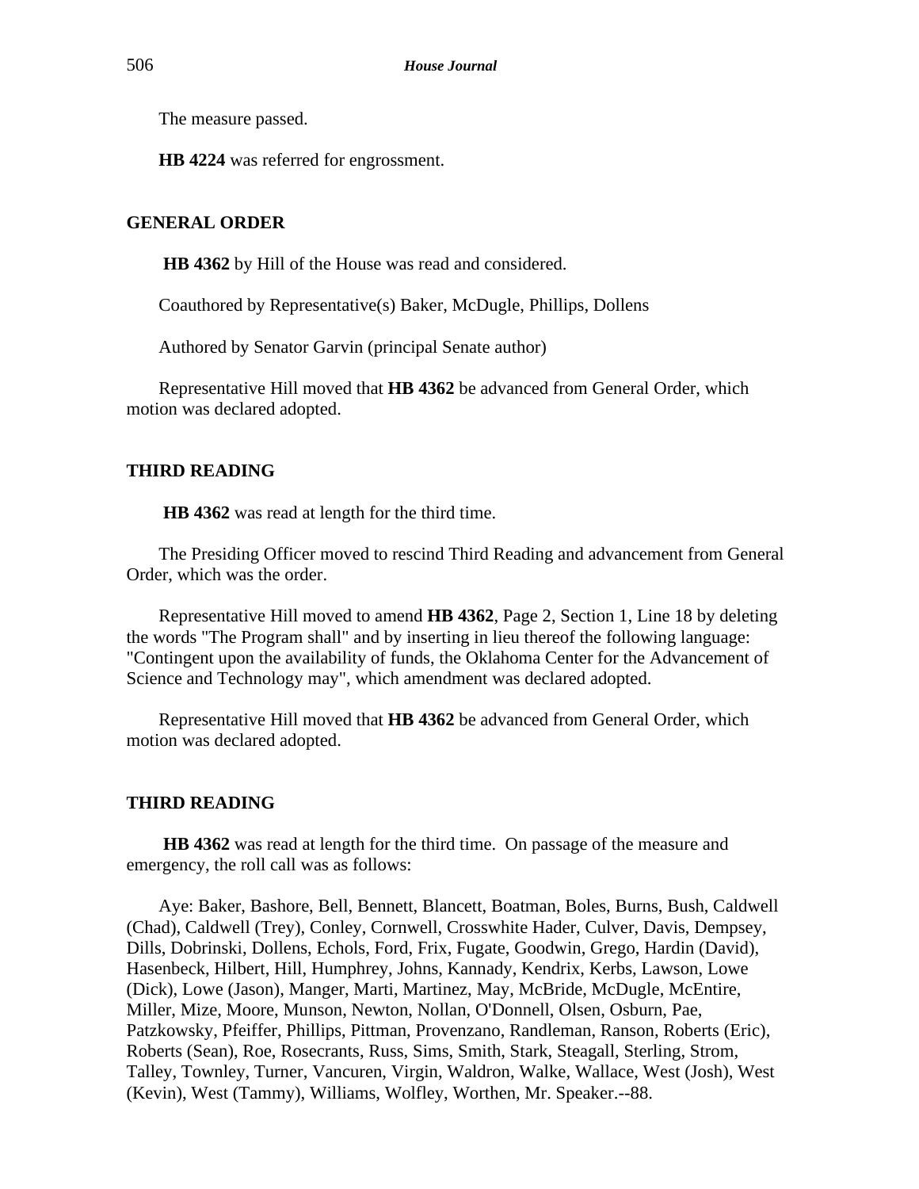The measure passed.

**HB 4224** was referred for engrossment.

**GENERAL ORDER**

**HB 4362** by Hill of the House was read and considered.

Coauthored by Representative(s) Baker, McDugle, Phillips, Dollens

Authored by Senator Garvin (principal Senate author)

Representative Hill moved that **HB 4362** be advanced from General Order, which motion was declared adopted.

**THIRD READING**

**HB 4362** was read at length for the third time.

The Presiding Officer moved to rescind Third Reading and advancement from General Order, which was the order.

Representative Hill moved to amend **HB 4362**, Page 2, Section 1, Line 18 by deleting the words "The Program shall" and by inserting in lieu thereof the following language: "Contingent upon the availability of funds, the Oklahoma Center for the Advancement of Science and Technology may", which amendment was declared adopted.

Representative Hill moved that **HB 4362** be advanced from General Order, which motion was declared adopted.

**THIRD READING**

**HB 4362** was read at length for the third time. On passage of the measure and emergency, the roll call was as follows:

Aye: Baker, Bashore, Bell, Bennett, Blancett, Boatman, Boles, Burns, Bush, Caldwell (Chad), Caldwell (Trey), Conley, Cornwell, Crosswhite Hader, Culver, Davis, Dempsey, Dills, Dobrinski, Dollens, Echols, Ford, Frix, Fugate, Goodwin, Grego, Hardin (David), Hasenbeck, Hilbert, Hill, Humphrey, Johns, Kannady, Kendrix, Kerbs, Lawson, Lowe (Dick), Lowe (Jason), Manger, Marti, Martinez, May, McBride, McDugle, McEntire, Miller, Mize, Moore, Munson, Newton, Nollan, O'Donnell, Olsen, Osburn, Pae, Patzkowsky, Pfeiffer, Phillips, Pittman, Provenzano, Randleman, Ranson, Roberts (Eric), Roberts (Sean), Roe, Rosecrants, Russ, Sims, Smith, Stark, Steagall, Sterling, Strom, Talley, Townley, Turner, Vancuren, Virgin, Waldron, Walke, Wallace, West (Josh), West (Kevin), West (Tammy), Williams, Wolfley, Worthen, Mr. Speaker.--88.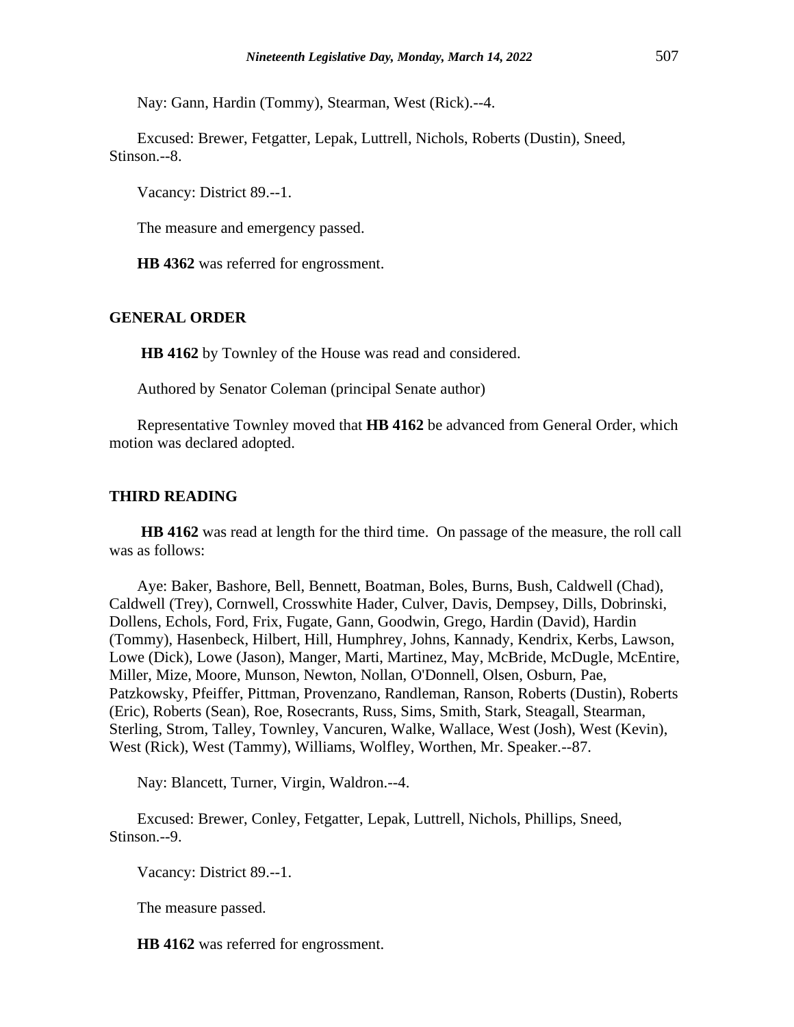Nay: Gann, Hardin (Tommy), Stearman, West (Rick).--4.

Excused: Brewer, Fetgatter, Lepak, Luttrell, Nichols, Roberts (Dustin), Sneed, Stinson.--8.

Vacancy: District 89.--1.

The measure and emergency passed.

**HB 4362** was referred for engrossment.

## GENERAL ORDER

**HB 4162** by Townley of the House was read and considered.

Authored by Senator Coleman (principal Senate author)

Representative Townley moved that **HB 4162** be advanced from General Order, which motion was declared adopted.

## THIRD READING

**HB 4162** was read at length for the third time. On passage of the measure, the roll call was as follows:

Aye: Baker, Bashore, Bell, Bennett, Boatman, Boles, Burns, Bush, Caldwell (Chad), Caldwell (Trey), Cornwell, Crosswhite Hader, Culver, Davis, Dempsey, Dills, Dobrinski, Dollens, Echols, Ford, Frix, Fugate, Gann, Goodwin, Grego, Hardin (David), Hardin (Tommy), Hasenbeck, Hilbert, Hill, Humphrey, Johns, Kannady, Kendrix, Kerbs, Lawson, Lowe (Dick), Lowe (Jason), Manger, Marti, Martinez, May, McBride, McDugle, McEntire, Miller, Mize, Moore, Munson, Newton, Nollan, O'Donnell, Olsen, Osburn, Pae, Patzkowsky, Pfeiffer, Pittman, Provenzano, Randleman, Ranson, Roberts (Dustin), Roberts (Eric), Roberts (Sean), Roe, Rosecrants, Russ, Sims, Smith, Stark, Steagall, Stearman, Sterling, Strom, Talley, Townley, Vancuren, Walke, Wallace, West (Josh), West (Kevin), West (Rick), West (Tammy), Williams, Wolfley, Worthen, Mr. Speaker.--87.

Nay: Blancett, Turner, Virgin, Waldron.--4.

Excused: Brewer, Conley, Fetgatter, Lepak, Luttrell, Nichols, Phillips, Sneed, Stinson.--9.

Vacancy: District 89.--1.

The measure passed.

**HB 4162** was referred for engrossment.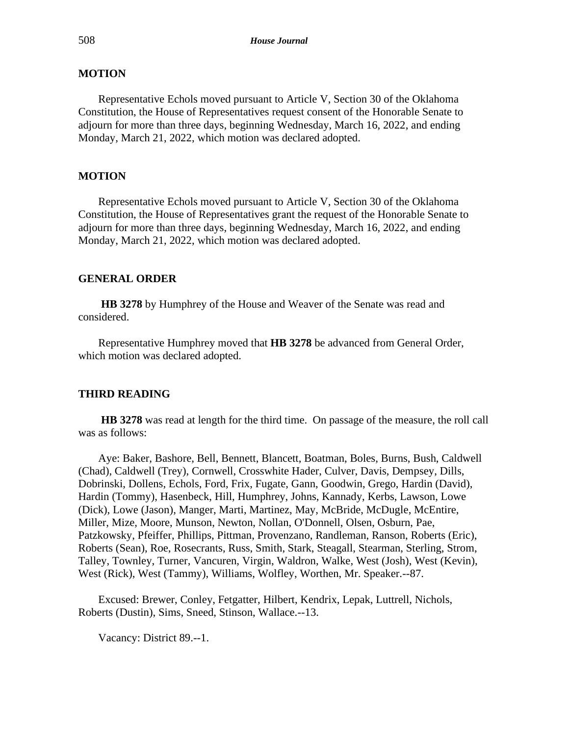**MOTION**

Representative Echols moved pursuant to Article V, Section 30 of the Oklahoma Constitution, the House of Representatives request consent of the Honorable Senate to adjourn for more than three days, beginning Wednesday, March 16, 2022, and ending Monday, March 21, 2022, which motion was declared adopted.

**MOTION**

Representative Echols moved pursuant to Article V, Section 30 of the Oklahoma Constitution, the House of Representatives grant the request of the Honorable Senate to adjourn for more than three days, beginning Wednesday, March 16, 2022, and ending Monday, March 21, 2022, which motion was declared adopted.

**GENERAL ORDER**

**HB 3278** by Humphrey of the House and Weaver of the Senate was read and considered.

Representative Humphrey moved that **HB 3278** be advanced from General Order, which motion was declared adopted.

**THIRD READING**

**HB 3278** was read at length for the third time. On passage of the measure, the roll call was as follows:

Aye: Baker, Bashore, Bell, Bennett, Blancett, Boatman, Boles, Burns, Bush, Caldwell (Chad), Caldwell (Trey), Cornwell, Crosswhite Hader, Culver, Davis, Dempsey, Dills, Dobrinski, Dollens, Echols, Ford, Frix, Fugate, Gann, Goodwin, Grego, Hardin (David), Hardin (Tommy), Hasenbeck, Hill, Humphrey, Johns, Kannady, Kerbs, Lawson, Lowe (Dick), Lowe (Jason), Manger, Marti, Martinez, May, McBride, McDugle, McEntire, Miller, Mize, Moore, Munson, Newton, Nollan, O'Donnell, Olsen, Osburn, Pae, Patzkowsky, Pfeiffer, Phillips, Pittman, Provenzano, Randleman, Ranson, Roberts (Eric), Roberts (Sean), Roe, Rosecrants, Russ, Smith, Stark, Steagall, Stearman, Sterling, Strom, Talley, Townley, Turner, Vancuren, Virgin, Waldron, Walke, West (Josh), West (Kevin), West (Rick), West (Tammy), Williams, Wolfley, Worthen, Mr. Speaker.--87.

Excused: Brewer, Conley, Fetgatter, Hilbert, Kendrix, Lepak, Luttrell, Nichols, Roberts (Dustin), Sims, Sneed, Stinson, Wallace.--13.

Vacancy: District 89.--1.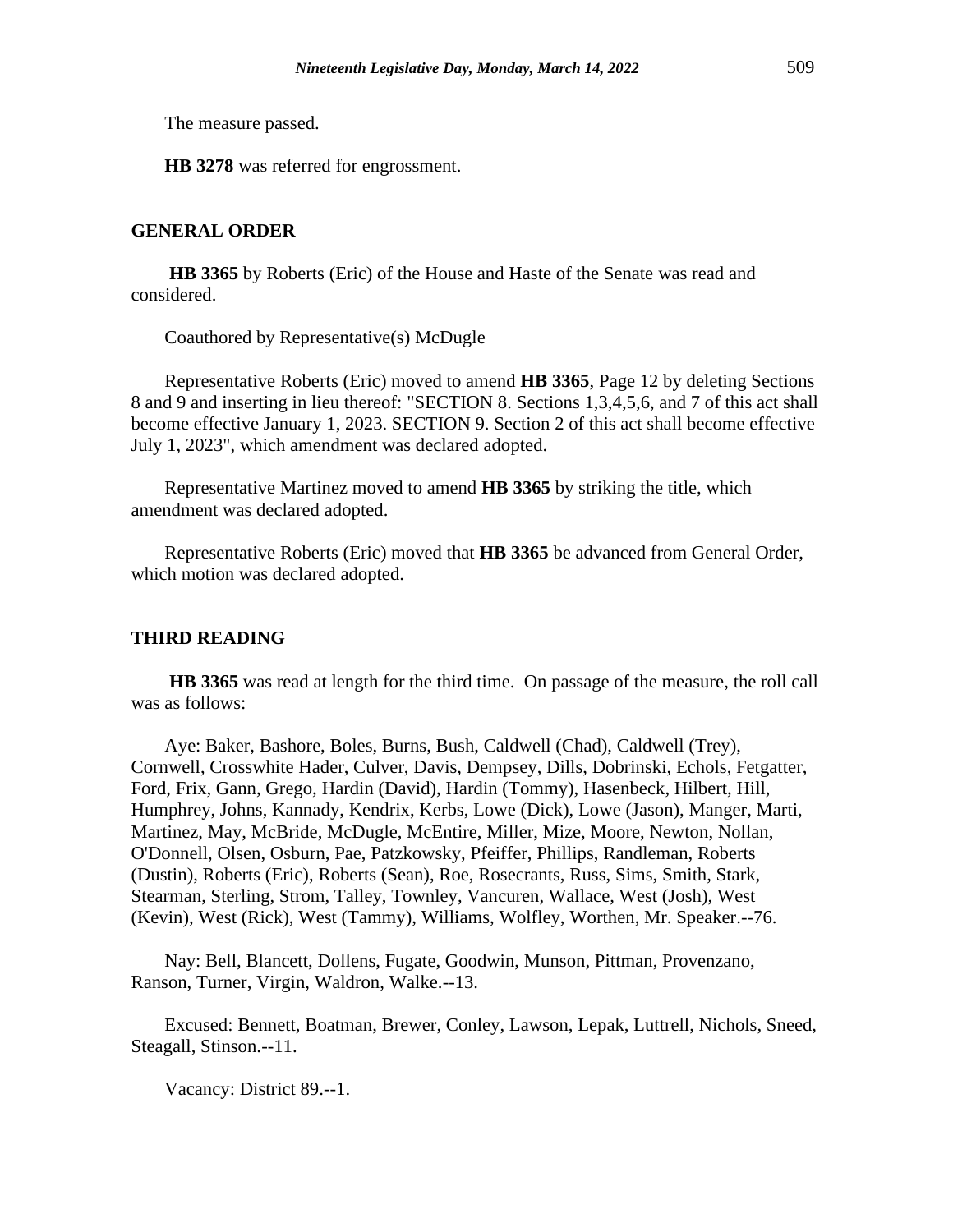The measure passed.

**HB 3278** was referred for engrossment.

## GENERAL ORDER

**HB 3365** by Roberts (Eric) of the House and Haste of the Senate was read and considered.

Coauthored by Representative(s) McDugle

Representative Roberts (Eric) moved to amend **HB 3365**, Page 12 by deleting Sections 8 and 9 and inserting in lieu thereof: "SECTION 8. Sections 1,3,4,5,6, and 7 of this act shall become effective January 1, 2023. SECTION 9. Section 2 of this act shall become effective July 1, 2023", which amendment was declared adopted.

Representative Martinez moved to amend **HB 3365** by striking the title, which amendment was declared adopted.

Representative Roberts (Eric) moved that **HB 3365** be advanced from General Order, which motion was declared adopted.

## THIRD READING

**HB 3365** was read at length for the third time. On passage of the measure, the roll call was as follows:

Aye: Baker, Bashore, Boles, Burns, Bush, Caldwell (Chad), Caldwell (Trey), Cornwell, Crosswhite Hader, Culver, Davis, Dempsey, Dills, Dobrinski, Echols, Fetgatter, Ford, Frix, Gann, Grego, Hardin (David), Hardin (Tommy), Hasenbeck, Hilbert, Hill, Humphrey, Johns, Kannady, Kendrix, Kerbs, Lowe (Dick), Lowe (Jason), Manger, Marti, Martinez, May, McBride, McDugle, McEntire, Miller, Mize, Moore, Newton, Nollan, O'Donnell, Olsen, Osburn, Pae, Patzkowsky, Pfeiffer, Phillips, Randleman, Roberts (Dustin), Roberts (Eric), Roberts (Sean), Roe, Rosecrants, Russ, Sims, Smith, Stark, Stearman, Sterling, Strom, Talley, Townley, Vancuren, Wallace, West (Josh), West (Kevin), West (Rick), West (Tammy), Williams, Wolfley, Worthen, Mr. Speaker.--76.

Nay: Bell, Blancett, Dollens, Fugate, Goodwin, Munson, Pittman, Provenzano, Ranson, Turner, Virgin, Waldron, Walke.--13.

Excused: Bennett, Boatman, Brewer, Conley, Lawson, Lepak, Luttrell, Nichols, Sneed, Steagall, Stinson.--11.

Vacancy: District 89.--1.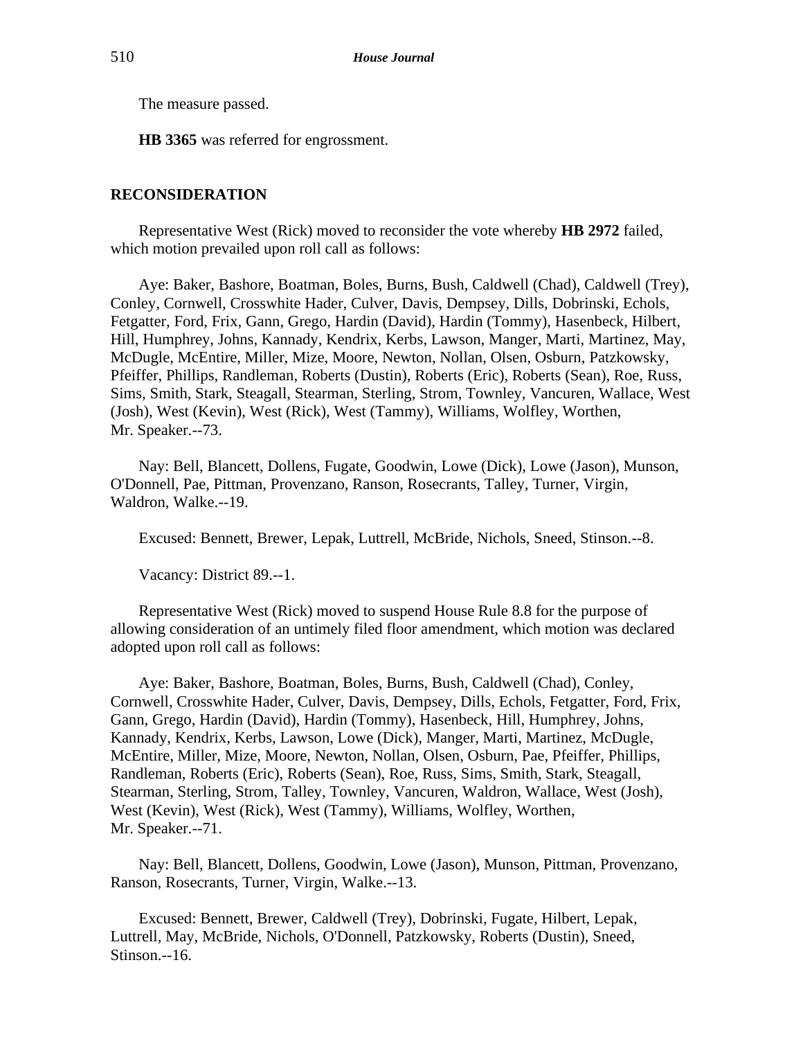The measure passed.

**HB 3365** was referred for engrossment.

## RECONSIDERATION

Representative West (Rick) moved to reconsider the vote whereby **HB 2972** failed, which motion prevailed upon roll call as follows:

Aye: Baker, Bashore, Boatman, Boles, Burns, Bush, Caldwell (Chad), Caldwell (Trey), Conley, Cornwell, Crosswhite Hader, Culver, Davis, Dempsey, Dills, Dobrinski, Echols, Fetgatter, Ford, Frix, Gann, Grego, Hardin (David), Hardin (Tommy), Hasenbeck, Hilbert, Hill, Humphrey, Johns, Kannady, Kendrix, Kerbs, Lawson, Manger, Marti, Martinez, May, McDugle, McEntire, Miller, Mize, Moore, Newton, Nollan, Olsen, Osburn, Patzkowsky, Pfeiffer, Phillips, Randleman, Roberts (Dustin), Roberts (Eric), Roberts (Sean), Roe, Russ, Sims, Smith, Stark, Steagall, Stearman, Sterling, Strom, Townley, Vancuren, Wallace, West (Josh), West (Kevin), West (Rick), West (Tammy), Williams, Wolfley, Worthen, Mr. Speaker.--73.

Nay: Bell, Blancett, Dollens, Fugate, Goodwin, Lowe (Dick), Lowe (Jason), Munson, O'Donnell, Pae, Pittman, Provenzano, Ranson, Rosecrants, Talley, Turner, Virgin, Waldron, Walke.--19.

Excused: Bennett, Brewer, Lepak, Luttrell, McBride, Nichols, Sneed, Stinson.--8.

Vacancy: District 89.--1.

Representative West (Rick) moved to suspend House Rule 8.8 for the purpose of allowing consideration of an untimely filed floor amendment, which motion was declared adopted upon roll call as follows:

Aye: Baker, Bashore, Boatman, Boles, Burns, Bush, Caldwell (Chad), Conley, Cornwell, Crosswhite Hader, Culver, Davis, Dempsey, Dills, Echols, Fetgatter, Ford, Frix, Gann, Grego, Hardin (David), Hardin (Tommy), Hasenbeck, Hill, Humphrey, Johns, Kannady, Kendrix, Kerbs, Lawson, Lowe (Dick), Manger, Marti, Martinez, McDugle, McEntire, Miller, Mize, Moore, Newton, Nollan, Olsen, Osburn, Pae, Pfeiffer, Phillips, Randleman, Roberts (Eric), Roberts (Sean), Roe, Russ, Sims, Smith, Stark, Steagall, Stearman, Sterling, Strom, Talley, Townley, Vancuren, Waldron, Wallace, West (Josh), West (Kevin), West (Rick), West (Tammy), Williams, Wolfley, Worthen, Mr. Speaker.--71.

Nay: Bell, Blancett, Dollens, Goodwin, Lowe (Jason), Munson, Pittman, Provenzano, Ranson, Rosecrants, Turner, Virgin, Walke.--13.

Excused: Bennett, Brewer, Caldwell (Trey), Dobrinski, Fugate, Hilbert, Lepak, Luttrell, May, McBride, Nichols, O'Donnell, Patzkowsky, Roberts (Dustin), Sneed, Stinson.--16.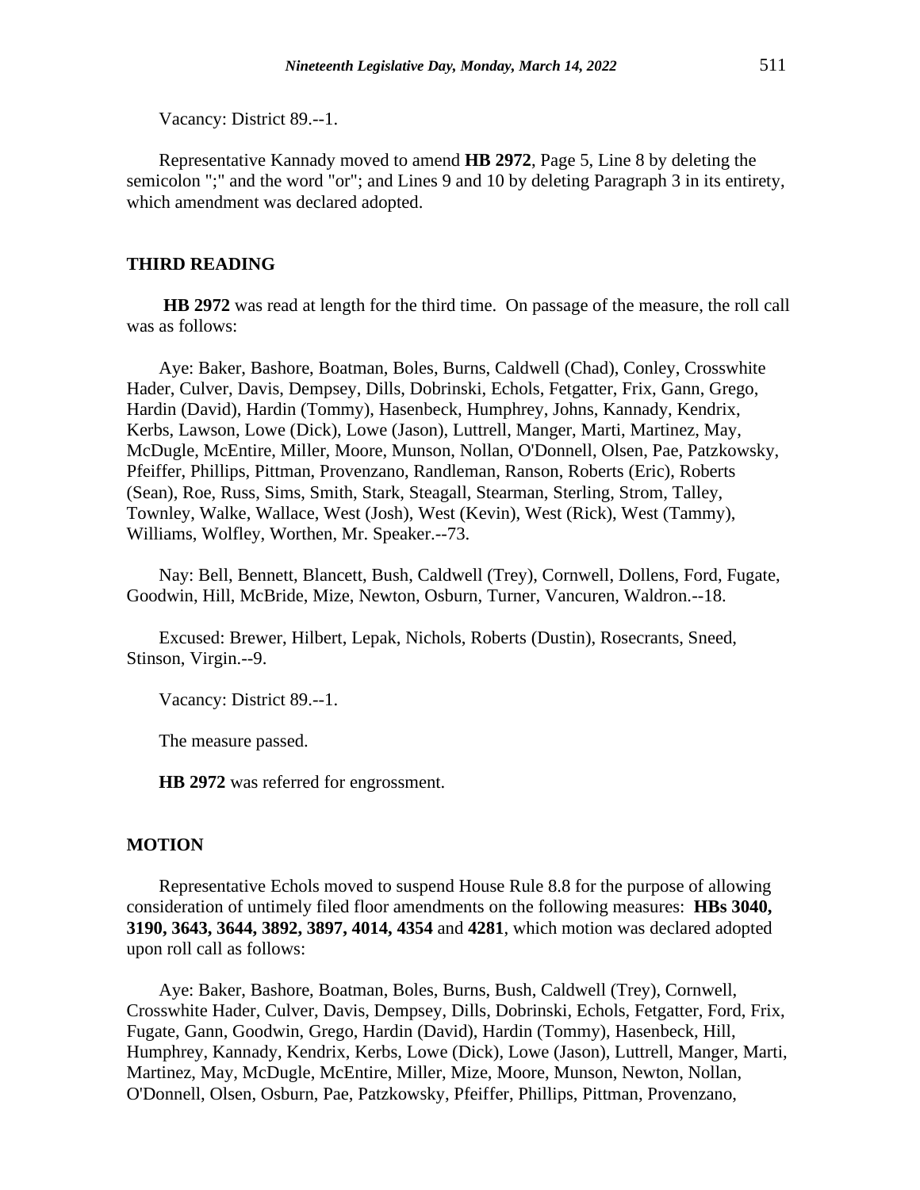Vacancy: District 89.--1.

Representative Kannady moved to amend **HB 2972**, Page 5, Line 8 by deleting the semicolon ";" and the word "or"; and Lines 9 and 10 by deleting Paragraph 3 in its entirety, which amendment was declared adopted.

## THIRD READING

**HB 2972** was read at length for the third time. On passage of the measure, the roll call was as follows:

Aye: Baker, Bashore, Boatman, Boles, Burns, Caldwell (Chad), Conley, Crosswhite Hader, Culver, Davis, Dempsey, Dills, Dobrinski, Echols, Fetgatter, Frix, Gann, Grego, Hardin (David), Hardin (Tommy), Hasenbeck, Humphrey, Johns, Kannady, Kendrix, Kerbs, Lawson, Lowe (Dick), Lowe (Jason), Luttrell, Manger, Marti, Martinez, May, McDugle, McEntire, Miller, Moore, Munson, Nollan, O'Donnell, Olsen, Pae, Patzkowsky, Pfeiffer, Phillips, Pittman, Provenzano, Randleman, Ranson, Roberts (Eric), Roberts (Sean), Roe, Russ, Sims, Smith, Stark, Steagall, Stearman, Sterling, Strom, Talley, Townley, Walke, Wallace, West (Josh), West (Kevin), West (Rick), West (Tammy), Williams, Wolfley, Worthen, Mr. Speaker.--73.

Nay: Bell, Bennett, Blancett, Bush, Caldwell (Trey), Cornwell, Dollens, Ford, Fugate, Goodwin, Hill, McBride, Mize, Newton, Osburn, Turner, Vancuren, Waldron.--18.

Excused: Brewer, Hilbert, Lepak, Nichols, Roberts (Dustin), Rosecrants, Sneed, Stinson, Virgin.--9.

Vacancy: District 89.--1.

The measure passed.

**HB 2972** was referred for engrossment.

## MOTION

Representative Echols moved to suspend House Rule 8.8 for the purpose of allowing consideration of untimely filed floor amendments on the following measures: **HBs 3040, 3190, 3643, 3644, 3892, 3897, 4014, 4354** and **4281**, which motion was declared adopted upon roll call as follows:

Aye: Baker, Bashore, Boatman, Boles, Burns, Bush, Caldwell (Trey), Cornwell, Crosswhite Hader, Culver, Davis, Dempsey, Dills, Dobrinski, Echols, Fetgatter, Ford, Frix, Fugate, Gann, Goodwin, Grego, Hardin (David), Hardin (Tommy), Hasenbeck, Hill, Humphrey, Kannady, Kendrix, Kerbs, Lowe (Dick), Lowe (Jason), Luttrell, Manger, Marti, Martinez, May, McDugle, McEntire, Miller, Mize, Moore, Munson, Newton, Nollan, O'Donnell, Olsen, Osburn, Pae, Patzkowsky, Pfeiffer, Phillips, Pittman, Provenzano,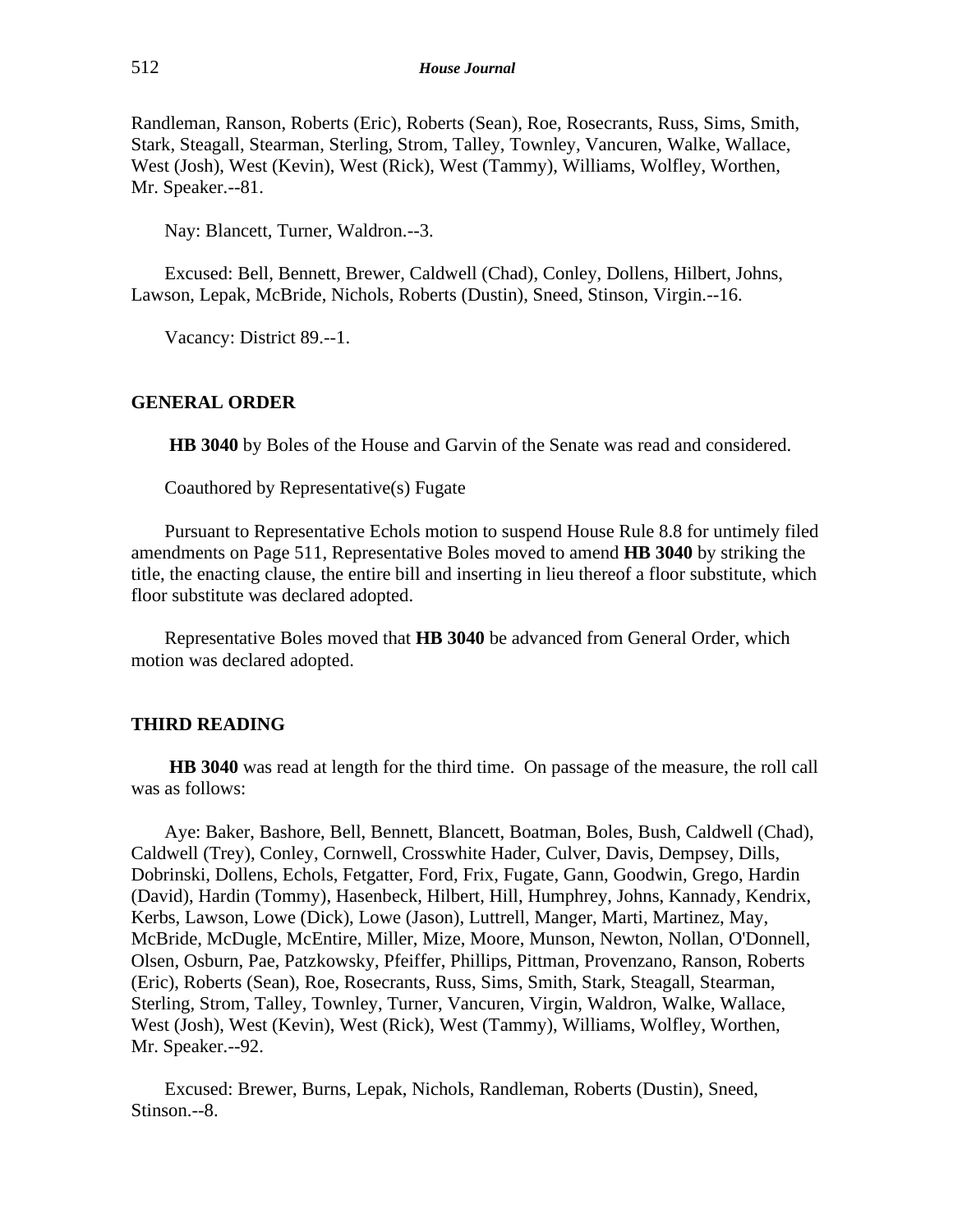Randleman, Ranson, Roberts (Eric), Roberts (Sean), Roe, Rosecrants, Russ, Sims, Smith, Stark, Steagall, Stearman, Sterling, Strom, Talley, Townley, Vancuren, Walke, Wallace, West (Josh), West (Kevin), West (Rick), West (Tammy), Williams, Wolfley, Worthen, Mr. Speaker.--81.

Nay: Blancett, Turner, Waldron.--3.

Excused: Bell, Bennett, Brewer, Caldwell (Chad), Conley, Dollens, Hilbert, Johns, Lawson, Lepak, McBride, Nichols, Roberts (Dustin), Sneed, Stinson, Virgin.--16.

Vacancy: District 89.--1.

## GENERAL ORDER

**HB 3040** by Boles of the House and Garvin of the Senate was read and considered.

Coauthored by Representative(s) Fugate

Pursuant to Representative Echols motion to suspend House Rule 8.8 for untimely filed amendments on Page 511, Representative Boles moved to amend **HB 3040** by striking the title, the enacting clause, the entire bill and inserting in lieu thereof a floor substitute, which floor substitute was declared adopted.

Representative Boles moved that **HB 3040** be advanced from General Order, which motion was declared adopted.

## THIRD READING

**HB 3040** was read at length for the third time. On passage of the measure, the roll call was as follows:

Aye: Baker, Bashore, Bell, Bennett, Blancett, Boatman, Boles, Bush, Caldwell (Chad), Caldwell (Trey), Conley, Cornwell, Crosswhite Hader, Culver, Davis, Dempsey, Dills, Dobrinski, Dollens, Echols, Fetgatter, Ford, Frix, Fugate, Gann, Goodwin, Grego, Hardin (David), Hardin (Tommy), Hasenbeck, Hilbert, Hill, Humphrey, Johns, Kannady, Kendrix, Kerbs, Lawson, Lowe (Dick), Lowe (Jason), Luttrell, Manger, Marti, Martinez, May, McBride, McDugle, McEntire, Miller, Mize, Moore, Munson, Newton, Nollan, O'Donnell, Olsen, Osburn, Pae, Patzkowsky, Pfeiffer, Phillips, Pittman, Provenzano, Ranson, Roberts (Eric), Roberts (Sean), Roe, Rosecrants, Russ, Sims, Smith, Stark, Steagall, Stearman, Sterling, Strom, Talley, Townley, Turner, Vancuren, Virgin, Waldron, Walke, Wallace, West (Josh), West (Kevin), West (Rick), West (Tammy), Williams, Wolfley, Worthen, Mr. Speaker.--92.

Excused: Brewer, Burns, Lepak, Nichols, Randleman, Roberts (Dustin), Sneed, Stinson.--8.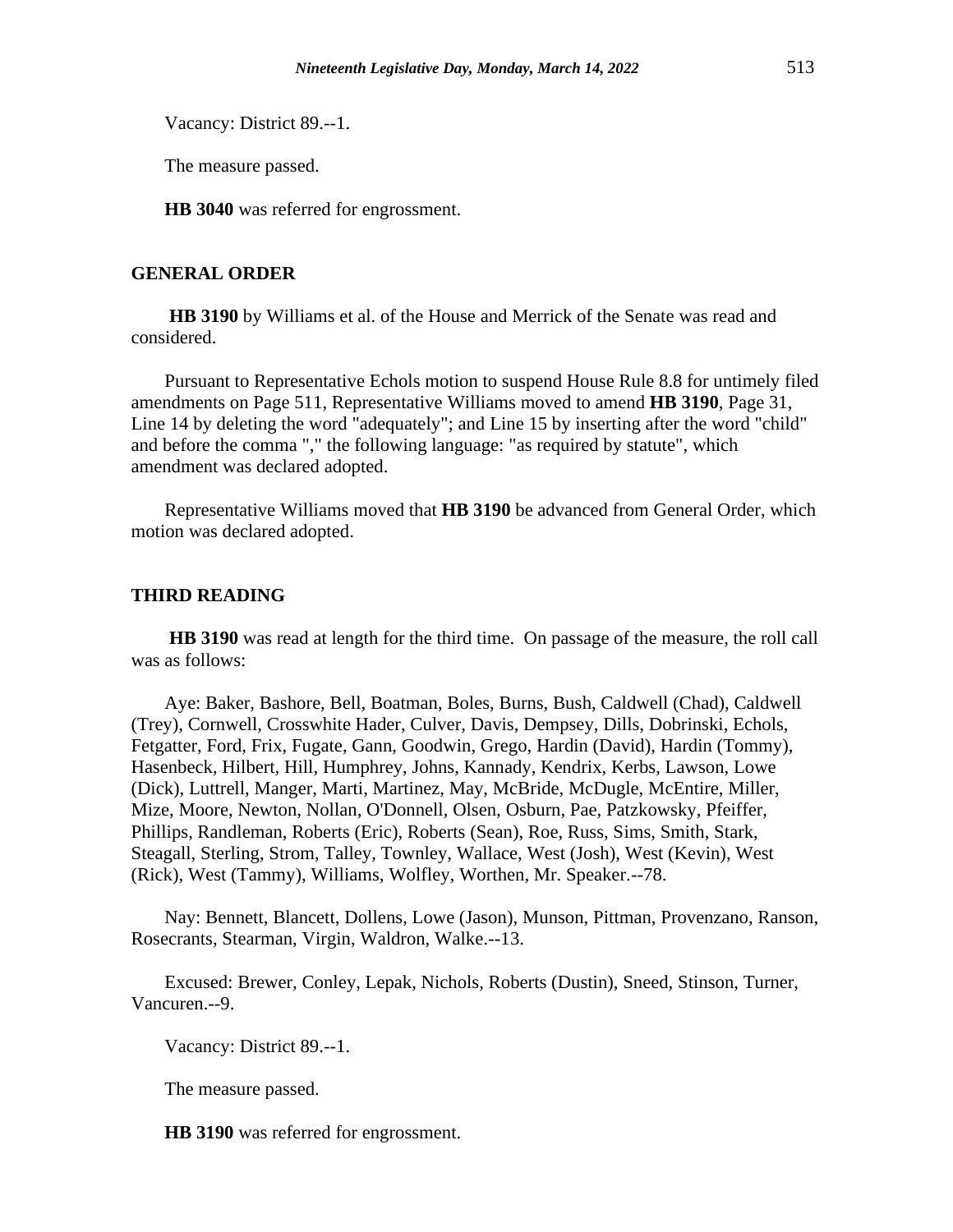Vacancy: District 89.--1.

The measure passed.

**HB 3040** was referred for engrossment.

## GENERAL ORDER

**HB 3190** by Williams et al. of the House and Merrick of the Senate was read and considered.

Pursuant to Representative Echols motion to suspend House Rule 8.8 for untimely filed amendments on Page 511, Representative Williams moved to amend **HB 3190**, Page 31, Line 14 by deleting the word "adequately"; and Line 15 by inserting after the word "child" and before the comma "," the following language: "as required by statute", which amendment was declared adopted.

Representative Williams moved that **HB 3190** be advanced from General Order, which motion was declared adopted.

## THIRD READING

**HB 3190** was read at length for the third time. On passage of the measure, the roll call was as follows:

Aye: Baker, Bashore, Bell, Boatman, Boles, Burns, Bush, Caldwell (Chad), Caldwell (Trey), Cornwell, Crosswhite Hader, Culver, Davis, Dempsey, Dills, Dobrinski, Echols, Fetgatter, Ford, Frix, Fugate, Gann, Goodwin, Grego, Hardin (David), Hardin (Tommy), Hasenbeck, Hilbert, Hill, Humphrey, Johns, Kannady, Kendrix, Kerbs, Lawson, Lowe (Dick), Luttrell, Manger, Marti, Martinez, May, McBride, McDugle, McEntire, Miller, Mize, Moore, Newton, Nollan, O'Donnell, Olsen, Osburn, Pae, Patzkowsky, Pfeiffer, Phillips, Randleman, Roberts (Eric), Roberts (Sean), Roe, Russ, Sims, Smith, Stark, Steagall, Sterling, Strom, Talley, Townley, Wallace, West (Josh), West (Kevin), West (Rick), West (Tammy), Williams, Wolfley, Worthen, Mr. Speaker.--78.

Nay: Bennett, Blancett, Dollens, Lowe (Jason), Munson, Pittman, Provenzano, Ranson, Rosecrants, Stearman, Virgin, Waldron, Walke.--13.

Excused: Brewer, Conley, Lepak, Nichols, Roberts (Dustin), Sneed, Stinson, Turner, Vancuren.--9.

Vacancy: District 89.--1.

The measure passed.

**HB 3190** was referred for engrossment.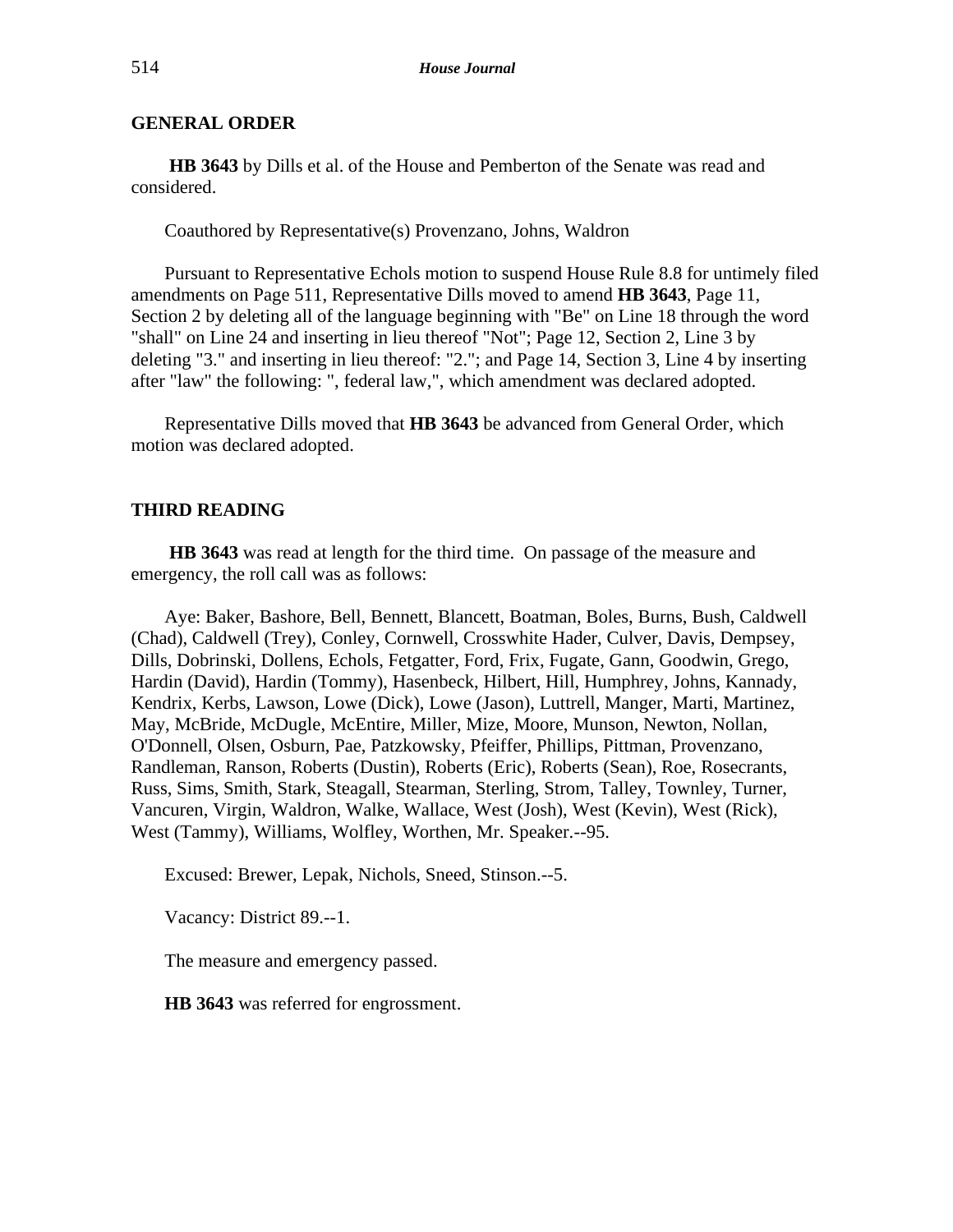## GENERAL ORDER

**HB 3643** by Dills et al. of the House and Pemberton of the Senate was read and considered.

Coauthored by Representative(s) Provenzano, Johns, Waldron

Pursuant to Representative Echols motion to suspend House Rule 8.8 for untimely filed amendments on Page 511, Representative Dills moved to amend **HB 3643**, Page 11, Section 2 by deleting all of the language beginning with "Be" on Line 18 through the word "shall" on Line 24 and inserting in lieu thereof "Not"; Page 12, Section 2, Line 3 by deleting "3." and inserting in lieu thereof: "2."; and Page 14, Section 3, Line 4 by inserting after "law" the following: ", federal law,", which amendment was declared adopted.

Representative Dills moved that **HB 3643** be advanced from General Order, which motion was declared adopted.

## THIRD READING

**HB 3643** was read at length for the third time. On passage of the measure and emergency, the roll call was as follows:

Aye: Baker, Bashore, Bell, Bennett, Blancett, Boatman, Boles, Burns, Bush, Caldwell (Chad), Caldwell (Trey), Conley, Cornwell, Crosswhite Hader, Culver, Davis, Dempsey, Dills, Dobrinski, Dollens, Echols, Fetgatter, Ford, Frix, Fugate, Gann, Goodwin, Grego, Hardin (David), Hardin (Tommy), Hasenbeck, Hilbert, Hill, Humphrey, Johns, Kannady, Kendrix, Kerbs, Lawson, Lowe (Dick), Lowe (Jason), Luttrell, Manger, Marti, Martinez, May, McBride, McDugle, McEntire, Miller, Mize, Moore, Munson, Newton, Nollan, O'Donnell, Olsen, Osburn, Pae, Patzkowsky, Pfeiffer, Phillips, Pittman, Provenzano, Randleman, Ranson, Roberts (Dustin), Roberts (Eric), Roberts (Sean), Roe, Rosecrants, Russ, Sims, Smith, Stark, Steagall, Stearman, Sterling, Strom, Talley, Townley, Turner, Vancuren, Virgin, Waldron, Walke, Wallace, West (Josh), West (Kevin), West (Rick), West (Tammy), Williams, Wolfley, Worthen, Mr. Speaker.--95.

Excused: Brewer, Lepak, Nichols, Sneed, Stinson.--5.

Vacancy: District 89.--1.

The measure and emergency passed.

**HB 3643** was referred for engrossment.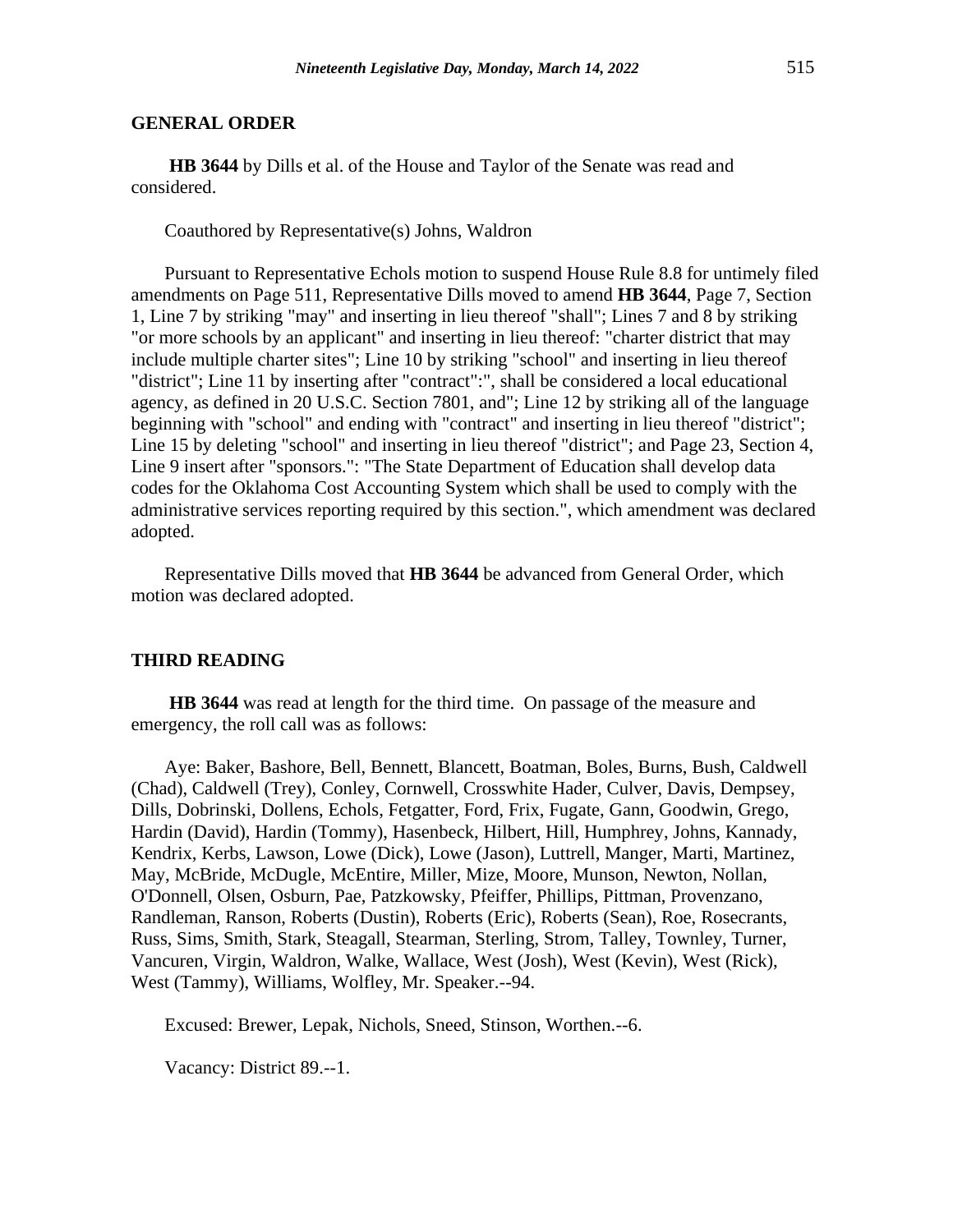## GENERAL ORDER

**HB 3644** by Dills et al. of the House and Taylor of the Senate was read and considered.

Coauthored by Representative(s) Johns, Waldron

Pursuant to Representative Echols motion to suspend House Rule 8.8 for untimely filed amendments on Page 511, Representative Dills moved to amend **HB 3644**, Page 7, Section 1, Line 7 by striking "may" and inserting in lieu thereof "shall"; Lines 7 and 8 by striking "or more schools by an applicant" and inserting in lieu thereof: "charter district that may include multiple charter sites"; Line 10 by striking "school" and inserting in lieu thereof "district"; Line 11 by inserting after "contract":", shall be considered a local educational agency, as defined in 20 U.S.C. Section 7801, and"; Line 12 by striking all of the language beginning with "school" and ending with "contract" and inserting in lieu thereof "district"; Line 15 by deleting "school" and inserting in lieu thereof "district"; and Page 23, Section 4, Line 9 insert after "sponsors.": "The State Department of Education shall develop data codes for the Oklahoma Cost Accounting System which shall be used to comply with the administrative services reporting required by this section.", which amendment was declared adopted.

Representative Dills moved that **HB 3644** be advanced from General Order, which motion was declared adopted.

## THIRD READING

**HB 3644** was read at length for the third time. On passage of the measure and emergency, the roll call was as follows:

Aye: Baker, Bashore, Bell, Bennett, Blancett, Boatman, Boles, Burns, Bush, Caldwell (Chad), Caldwell (Trey), Conley, Cornwell, Crosswhite Hader, Culver, Davis, Dempsey, Dills, Dobrinski, Dollens, Echols, Fetgatter, Ford, Frix, Fugate, Gann, Goodwin, Grego, Hardin (David), Hardin (Tommy), Hasenbeck, Hilbert, Hill, Humphrey, Johns, Kannady, Kendrix, Kerbs, Lawson, Lowe (Dick), Lowe (Jason), Luttrell, Manger, Marti, Martinez, May, McBride, McDugle, McEntire, Miller, Mize, Moore, Munson, Newton, Nollan, O'Donnell, Olsen, Osburn, Pae, Patzkowsky, Pfeiffer, Phillips, Pittman, Provenzano, Randleman, Ranson, Roberts (Dustin), Roberts (Eric), Roberts (Sean), Roe, Rosecrants, Russ, Sims, Smith, Stark, Steagall, Stearman, Sterling, Strom, Talley, Townley, Turner, Vancuren, Virgin, Waldron, Walke, Wallace, West (Josh), West (Kevin), West (Rick), West (Tammy), Williams, Wolfley, Mr. Speaker.--94.

Excused: Brewer, Lepak, Nichols, Sneed, Stinson, Worthen.--6.

Vacancy: District 89.--1.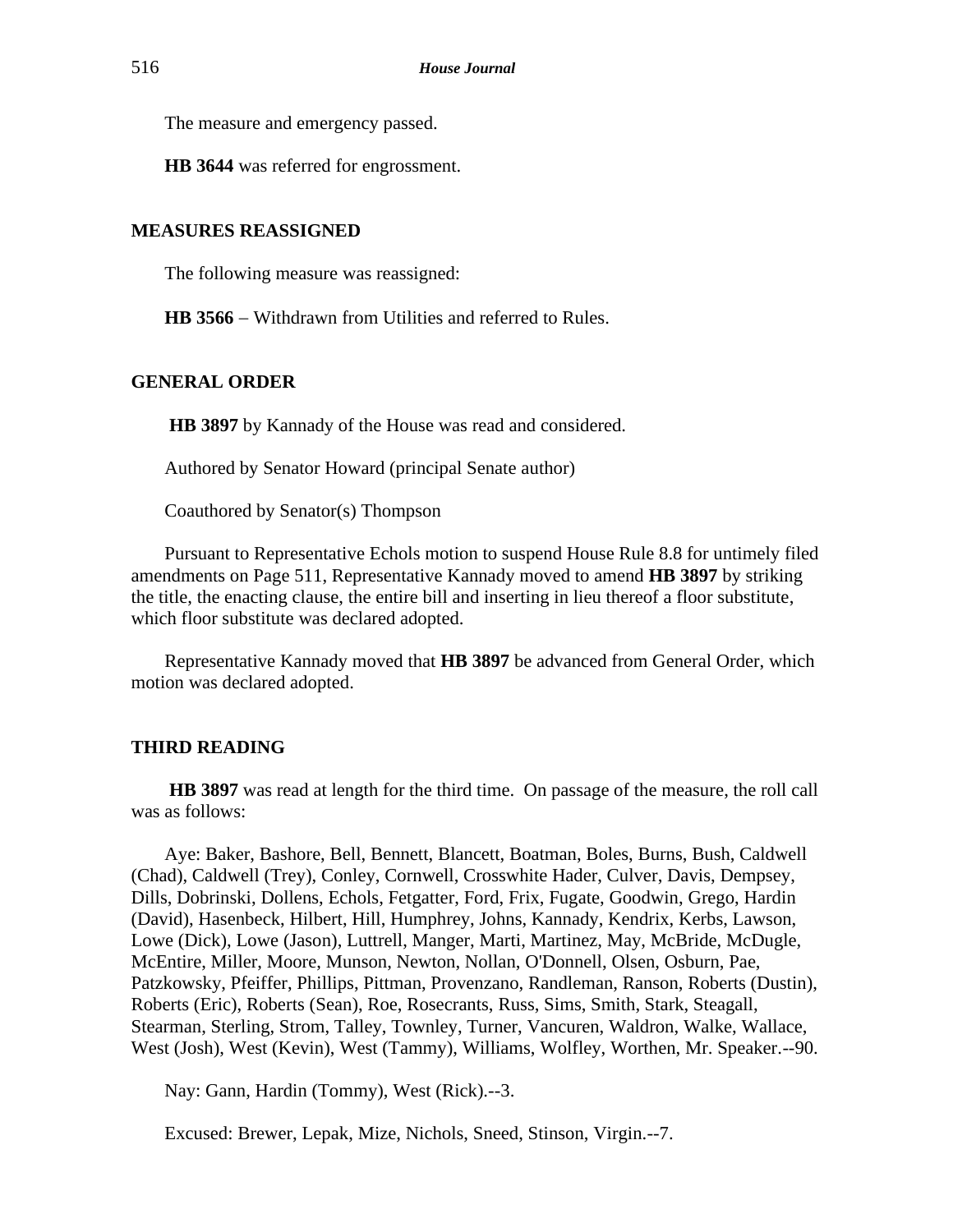The measure and emergency passed.

**HB 3644** was referred for engrossment.

## MEASURES REASSIGNED

The following measure was reassigned:

**HB 3566** − Withdrawn from Utilities and referred to Rules.

## GENERAL ORDER

**HB 3897** by Kannady of the House was read and considered.

Authored by Senator Howard (principal Senate author)

Coauthored by Senator(s) Thompson

Pursuant to Representative Echols motion to suspend House Rule 8.8 for untimely filed amendments on Page 511, Representative Kannady moved to amend **HB 3897** by striking the title, the enacting clause, the entire bill and inserting in lieu thereof a floor substitute, which floor substitute was declared adopted.

Representative Kannady moved that **HB 3897** be advanced from General Order, which motion was declared adopted.

## THIRD READING

**HB 3897** was read at length for the third time. On passage of the measure, the roll call was as follows:

Aye: Baker, Bashore, Bell, Bennett, Blancett, Boatman, Boles, Burns, Bush, Caldwell (Chad), Caldwell (Trey), Conley, Cornwell, Crosswhite Hader, Culver, Davis, Dempsey, Dills, Dobrinski, Dollens, Echols, Fetgatter, Ford, Frix, Fugate, Goodwin, Grego, Hardin (David), Hasenbeck, Hilbert, Hill, Humphrey, Johns, Kannady, Kendrix, Kerbs, Lawson, Lowe (Dick), Lowe (Jason), Luttrell, Manger, Marti, Martinez, May, McBride, McDugle, McEntire, Miller, Moore, Munson, Newton, Nollan, O'Donnell, Olsen, Osburn, Pae, Patzkowsky, Pfeiffer, Phillips, Pittman, Provenzano, Randleman, Ranson, Roberts (Dustin), Roberts (Eric), Roberts (Sean), Roe, Rosecrants, Russ, Sims, Smith, Stark, Steagall, Stearman, Sterling, Strom, Talley, Townley, Turner, Vancuren, Waldron, Walke, Wallace, West (Josh), West (Kevin), West (Tammy), Williams, Wolfley, Worthen, Mr. Speaker.--90.

Nay: Gann, Hardin (Tommy), West (Rick).--3.

Excused: Brewer, Lepak, Mize, Nichols, Sneed, Stinson, Virgin.--7.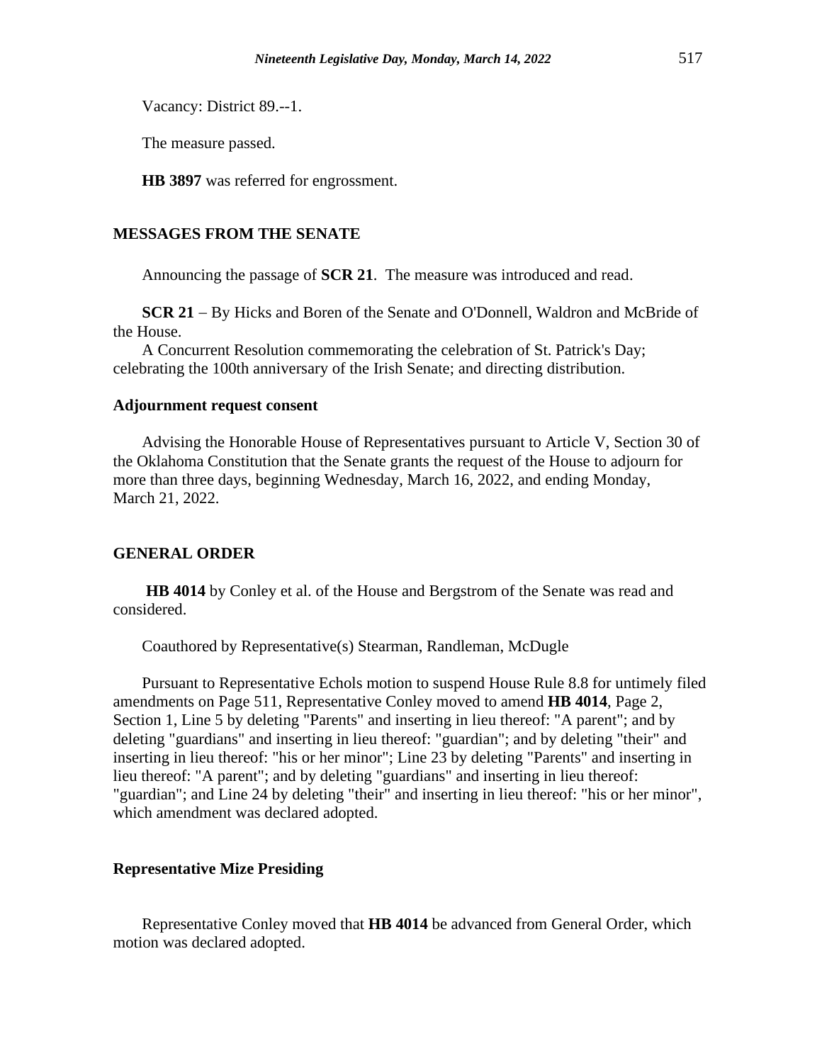Vacancy: District 89.--1.

The measure passed.

**HB 3897** was referred for engrossment.

## MESSAGES FROM THE SENATE

Announcing the passage of **SCR 21**. The measure was introduced and read.

**SCR 21** – By Hicks and Boren of the Senate and O'Donnell, Waldron and McBride of the House.

A Concurrent Resolution commemorating the celebration of St. Patrick's Day; celebrating the 100th anniversary of the Irish Senate; and directing distribution.

### Adjournment request consent

Advising the Honorable House of Representatives pursuant to Article V, Section 30 of the Oklahoma Constitution that the Senate grants the request of the House to adjourn for more than three days, beginning Wednesday, March 16, 2022, and ending Monday, March 21, 2022.

## GENERAL ORDER

**HB 4014** by Conley et al. of the House and Bergstrom of the Senate was read and considered.

Coauthored by Representative(s) Stearman, Randleman, McDugle

Pursuant to Representative Echols motion to suspend House Rule 8.8 for untimely filed amendments on Page 511, Representative Conley moved to amend **HB 4014**, Page 2, Section 1, Line 5 by deleting "Parents" and inserting in lieu thereof: "A parent"; and by deleting "guardians" and inserting in lieu thereof: "guardian"; and by deleting "their" and inserting in lieu thereof: "his or her minor"; Line 23 by deleting "Parents" and inserting in lieu thereof: "A parent"; and by deleting "guardians" and inserting in lieu thereof: "guardian"; and Line 24 by deleting "their" and inserting in lieu thereof: "his or her minor", which amendment was declared adopted.

### Representative Mize Presiding

Representative Conley moved that **HB 4014** be advanced from General Order, which motion was declared adopted.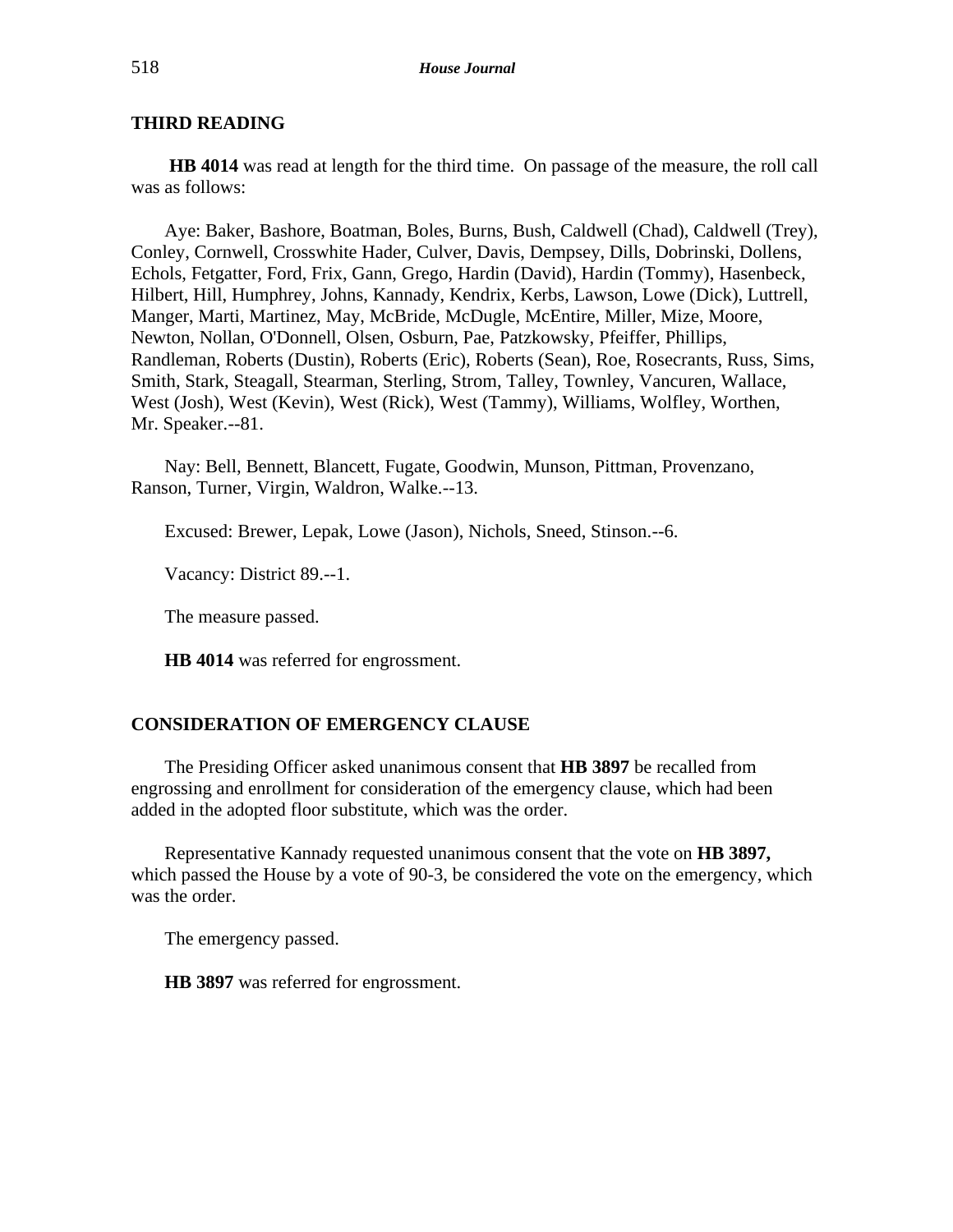## THIRD READING

**HB 4014** was read at length for the third time. On passage of the measure, the roll call was as follows:

Aye: Baker, Bashore, Boatman, Boles, Burns, Bush, Caldwell (Chad), Caldwell (Trey), Conley, Cornwell, Crosswhite Hader, Culver, Davis, Dempsey, Dills, Dobrinski, Dollens, Echols, Fetgatter, Ford, Frix, Gann, Grego, Hardin (David), Hardin (Tommy), Hasenbeck, Hilbert, Hill, Humphrey, Johns, Kannady, Kendrix, Kerbs, Lawson, Lowe (Dick), Luttrell, Manger, Marti, Martinez, May, McBride, McDugle, McEntire, Miller, Mize, Moore, Newton, Nollan, O'Donnell, Olsen, Osburn, Pae, Patzkowsky, Pfeiffer, Phillips, Randleman, Roberts (Dustin), Roberts (Eric), Roberts (Sean), Roe, Rosecrants, Russ, Sims, Smith, Stark, Steagall, Stearman, Sterling, Strom, Talley, Townley, Vancuren, Wallace, West (Josh), West (Kevin), West (Rick), West (Tammy), Williams, Wolfley, Worthen, Mr. Speaker.--81.

Nay: Bell, Bennett, Blancett, Fugate, Goodwin, Munson, Pittman, Provenzano, Ranson, Turner, Virgin, Waldron, Walke.--13.

Excused: Brewer, Lepak, Lowe (Jason), Nichols, Sneed, Stinson.--6.

Vacancy: District 89.--1.

The measure passed.

**HB 4014** was referred for engrossment.

## CONSIDERATION OF EMERGENCY CLAUSE

The Presiding Officer asked unanimous consent that **HB 3897** be recalled from engrossing and enrollment for consideration of the emergency clause, which had been added in the adopted floor substitute, which was the order.

Representative Kannady requested unanimous consent that the vote on **HB 3897,** which passed the House by a vote of 90-3, be considered the vote on the emergency, which was the order.

The emergency passed.

**HB 3897** was referred for engrossment.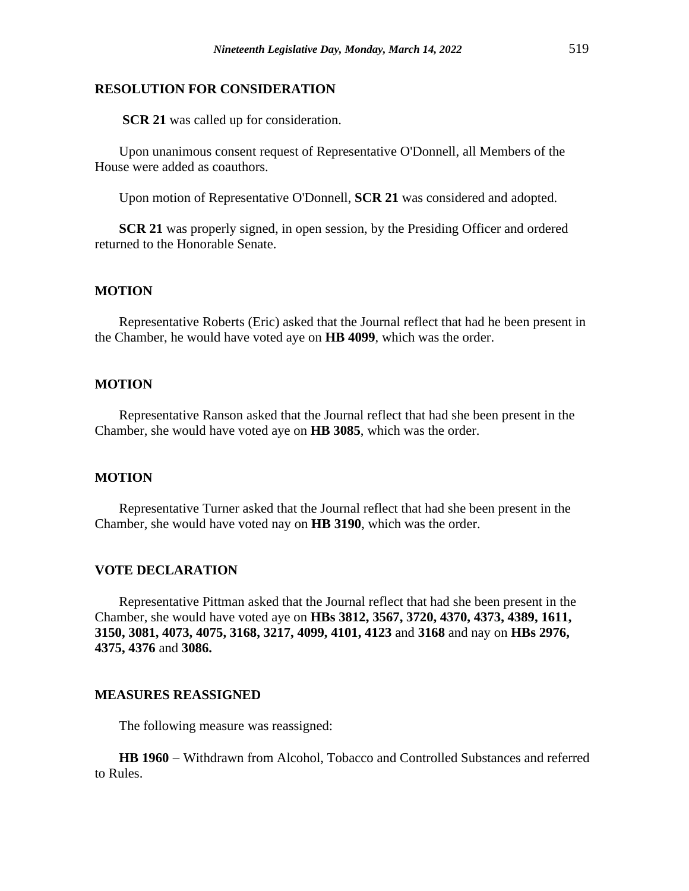## RESOLUTION FOR CONSIDERATION

**SCR 21** was called up for consideration.

Upon unanimous consent request of Representative O'Donnell, all Members of the House were added as coauthors.

Upon motion of Representative O'Donnell, **SCR 21** was considered and adopted.

**SCR 21** was properly signed, in open session, by the Presiding Officer and ordered returned to the Honorable Senate.

## MOTION

Representative Roberts (Eric) asked that the Journal reflect that had he been present in the Chamber, he would have voted aye on **HB 4099**, which was the order.

## MOTION

Representative Ranson asked that the Journal reflect that had she been present in the Chamber, she would have voted aye on **HB 3085**, which was the order.

## MOTION

Representative Turner asked that the Journal reflect that had she been present in the Chamber, she would have voted nay on **HB 3190**, which was the order.

## VOTE DECLARATION

Representative Pittman asked that the Journal reflect that had she been present in the Chamber, she would have voted aye on **HBs 3812, 3567, 3720, 4370, 4373, 4389, 1611, 3150, 3081, 4073, 4075, 3168, 3217, 4099, 4101, 4123** and **3168** and nay on **HBs 2976, 4375, 4376** and **3086.**

## MEASURES REASSIGNED

The following measure was reassigned:

**HB 1960** − Withdrawn from Alcohol, Tobacco and Controlled Substances and referred to Rules.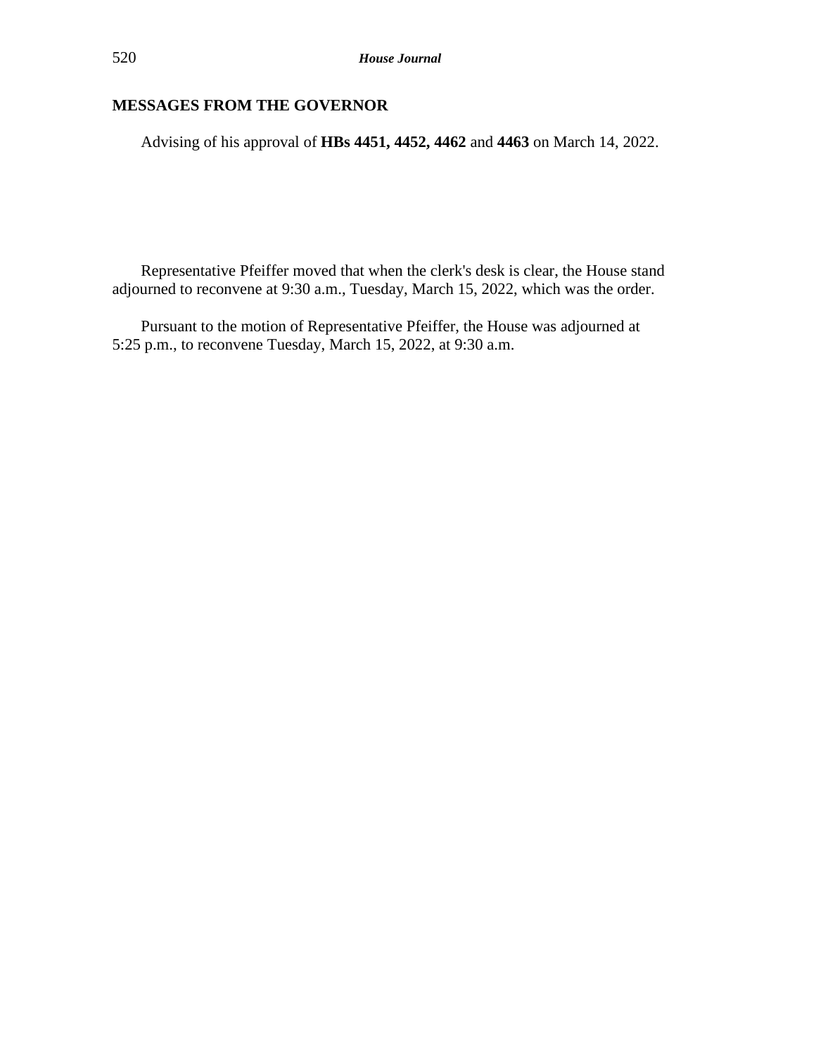## MESSAGES FROM THE GOVERNOR

Advising of his approval of **HBs 4451, 4452, 4462** and **4463** on March 14, 2022.

Representative Pfeiffer moved that when the clerk's desk is clear, the House stand adjourned to reconvene at 9:30 a.m., Tuesday, March 15, 2022, which was the order.

Pursuant to the motion of Representative Pfeiffer, the House was adjourned at 5:25 p.m., to reconvene Tuesday, March 15, 2022, at 9:30 a.m.